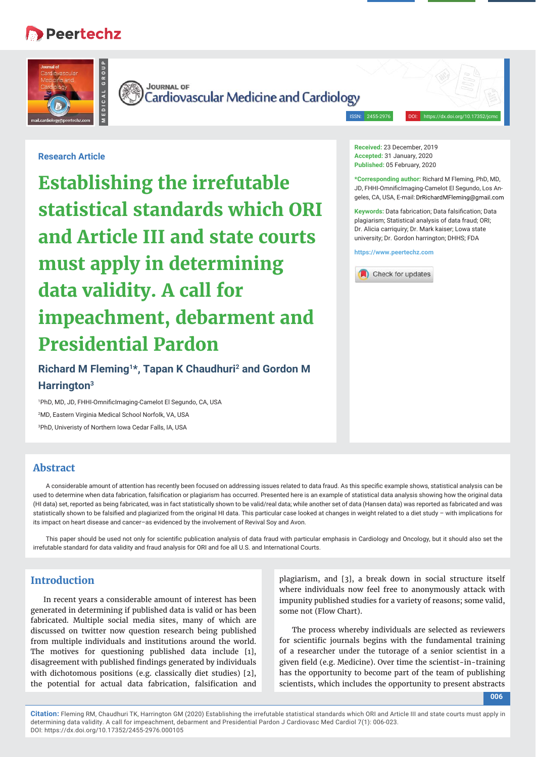Research Article

# Establishing the irrefutable statistical standards which ORI and Article III and state courts must apply in determining data validity. A call for impeachment, debarment and Presidential Pardon

**Richard M Fleming[1]*, Tapan K Chaudhuri[2] and Gordon M Harrington[3]**

[1]PhD, MD, JD, FHHI-OmnificImaging-Camelot El Segundo, CA, USA

[2]MD, Eastern Virginia Medical School Norfolk, VA, USA

[3]PhD, Univeristy of Northern Iowa Cedar Falls, IA, USA

**Received:** 23 December, 2019
**Accepted:** 31 January, 2020
**Published:** 05 February, 2020

***Corresponding author:** Richard M Fleming, PhD, MD, JD, FHHI-OmnificImaging-Camelot El Segundo, Los Angeles, CA, USA, E-mail: DrRichardMFleming@gmail.com

**Keywords:** Data fabrication; Data falsification; Data plagiarism; Statistical analysis of data fraud; ORI; Dr. Alicia carriquiry; Dr. Mark kaiser; Lowa state university; Dr. Gordon harrington; DHHS; FDA

https://www.peertechz.com

## Abstract

A considerable amount of attention has recently been focused on addressing issues related to data fraud. As this specific example shows, statistical analysis can be used to determine when data fabrication, falsification or plagiarism has occurred. Presented here is an example of statistical data analysis showing how the original data (HI data) set, reported as being fabricated, was in fact statistically shown to be valid/real data; while another set of data (Hansen data) was reported as fabricated and was statistically shown to be falsified and plagiarized from the original HI data. This particular case looked at changes in weight related to a diet study – with implications for its impact on heart disease and cancer–as evidenced by the involvement of Revival Soy and Avon.

This paper should be used not only for scientific publication analysis of data fraud with particular emphasis in Cardiology and Oncology, but it should also set the irrefutable standard for data validity and fraud analysis for ORI and foe all U.S. and International Courts.

## Introduction

In recent years a considerable amount of interest has been generated in determining if published data is valid or has been fabricated. Multiple social media sites, many of which are discussed on twitter now question research being published from multiple individuals and institutions around the world. The motives for questioning published data include [1], disagreement with published findings generated by individuals with dichotomous positions (e.g. classically diet studies) [2], the potential for actual data fabrication, falsification and plagiarism, and [3], a break down in social structure itself where individuals now feel free to anonymously attack with impunity published studies for a variety of reasons; some valid, some not (Flow Chart).

The process whereby individuals are selected as reviewers for scientific journals begins with the fundamental training of a researcher under the tutorage of a senior scientist in a given field (e.g. Medicine). Over time the scientist-in-training has the opportunity to become part of the team of publishing scientists, which includes the opportunity to present abstracts

**Citation:** Fleming RM, Chaudhuri TK, Harrington GM (2020) Establishing the irrefutable statistical standards which ORI and Article III and state courts must apply in determining data validity. A call for impeachment, debarment and Presidential Pardon J Cardiovasc Med Cardiol 7(1): 006-023. DOI: https://dx.doi.org/10.17352/2455-2976.000105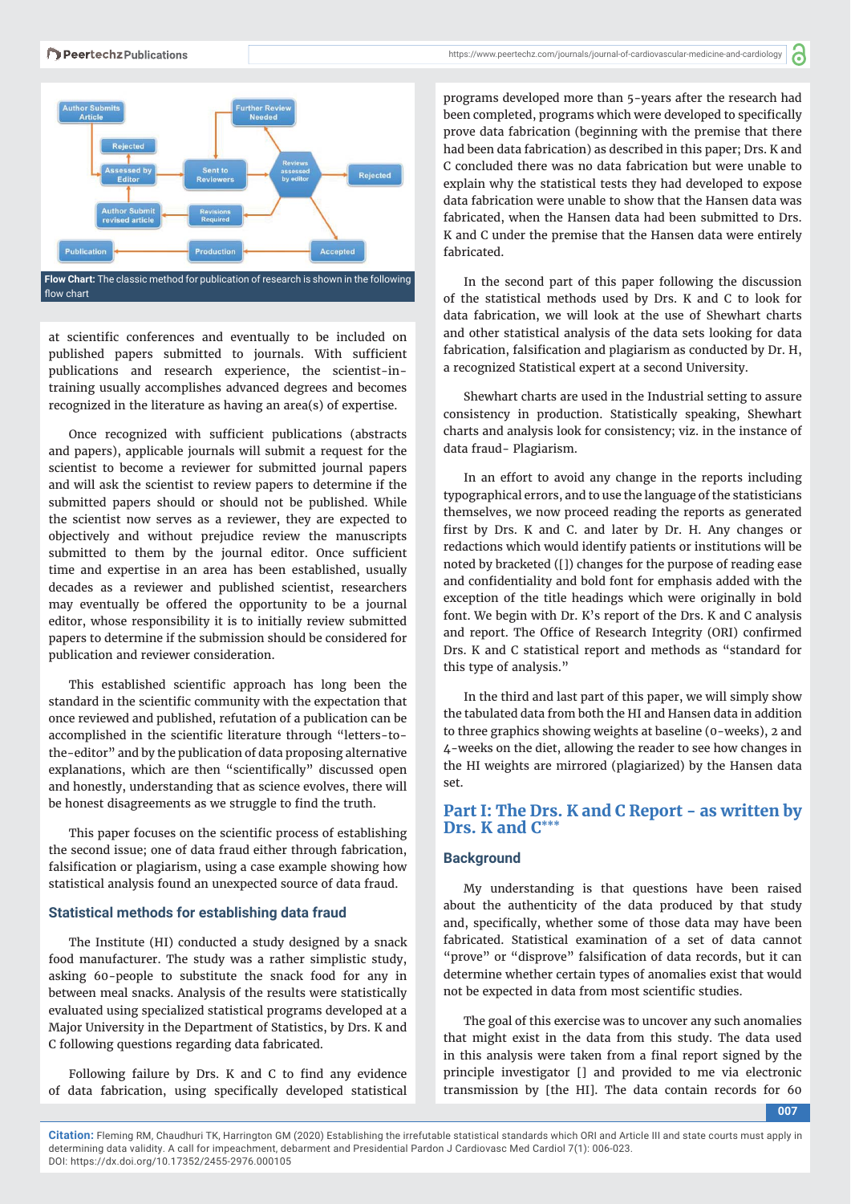Flow Chart: The classic method for publication of research is shown in the following flow chart

at scientific conferences and eventually to be included on published papers submitted to journals. With sufficient publications and research experience, the scientist-in-training usually accomplishes advanced degrees and becomes recognized in the literature as having an area(s) of expertise.

Once recognized with sufficient publications (abstracts and papers), applicable journals will submit a request for the scientist to become a reviewer for submitted journal papers and will ask the scientist to review papers to determine if the submitted papers should or should not be published. While the scientist now serves as a reviewer, they are expected to objectively and without prejudice review the manuscripts submitted to them by the journal editor. Once sufficient time and expertise in an area has been established, usually decades as a reviewer and published scientist, researchers may eventually be offered the opportunity to be a journal editor, whose responsibility it is to initially review submitted papers to determine if the submission should be considered for publication and reviewer consideration.

This established scientific approach has long been the standard in the scientific community with the expectation that once reviewed and published, refutation of a publication can be accomplished in the scientific literature through "letters-to-the-editor" and by the publication of data proposing alternative explanations, which are then "scientifically" discussed open and honestly, understanding that as science evolves, there will be honest disagreements as we struggle to find the truth.

This paper focuses on the scientific process of establishing the second issue; one of data fraud either through fabrication, falsification or plagiarism, using a case example showing how statistical analysis found an unexpected source of data fraud.

### Statistical methods for establishing data fraud

The Institute (HI) conducted a study designed by a snack food manufacturer. The study was a rather simplistic study, asking 60-people to substitute the snack food for any in between meal snacks. Analysis of the results were statistically evaluated using specialized statistical programs developed at a Major University in the Department of Statistics, by Drs. K and C following questions regarding data fabricated.

Following failure by Drs. K and C to find any evidence of data fabrication, using specifically developed statistical programs developed more than 5-years after the research had been completed, programs which were developed to specifically prove data fabrication (beginning with the premise that there had been data fabrication) as described in this paper; Drs. K and C concluded there was no data fabrication but were unable to explain why the statistical tests they had developed to expose data fabrication were unable to show that the Hansen data was fabricated, when the Hansen data had been submitted to Drs. K and C under the premise that the Hansen data were entirely fabricated.

In the second part of this paper following the discussion of the statistical methods used by Drs. K and C to look for data fabrication, we will look at the use of Shewhart charts and other statistical analysis of the data sets looking for data fabrication, falsification and plagiarism as conducted by Dr. H, a recognized Statistical expert at a second University.

Shewhart charts are used in the Industrial setting to assure consistency in production. Statistically speaking, Shewhart charts and analysis look for consistency; viz. in the instance of data fraud- Plagiarism.

In an effort to avoid any change in the reports including typographical errors, and to use the language of the statisticians themselves, we now proceed reading the reports as generated first by Drs. K and C. and later by Dr. H. Any changes or redactions which would identify patients or institutions will be noted by bracketed ([]) changes for the purpose of reading ease and confidentiality and bold font for emphasis added with the exception of the title headings which were originally in bold font. We begin with Dr. K's report of the Drs. K and C analysis and report. The Office of Research Integrity (ORI) confirmed Drs. K and C statistical report and methods as "standard for this type of analysis."

In the third and last part of this paper, we will simply show the tabulated data from both the HI and Hansen data in addition to three graphics showing weights at baseline (0-weeks), 2 and 4-weeks on the diet, allowing the reader to see how changes in the HI weights are mirrored (plagiarized) by the Hansen data set.

## Part I: The Drs. K and C Report - as written by Drs. K and C***

### Background

My understanding is that questions have been raised about the authenticity of the data produced by that study and, specifically, whether some of those data may have been fabricated. Statistical examination of a set of data cannot "prove" or "disprove" falsification of data records, but it can determine whether certain types of anomalies exist that would not be expected in data from most scientific studies.

The goal of this exercise was to uncover any such anomalies that might exist in the data from this study. The data used in this analysis were taken from a final report signed by the principle investigator [] and provided to me via electronic transmission by [the HI]. The data contain records for 60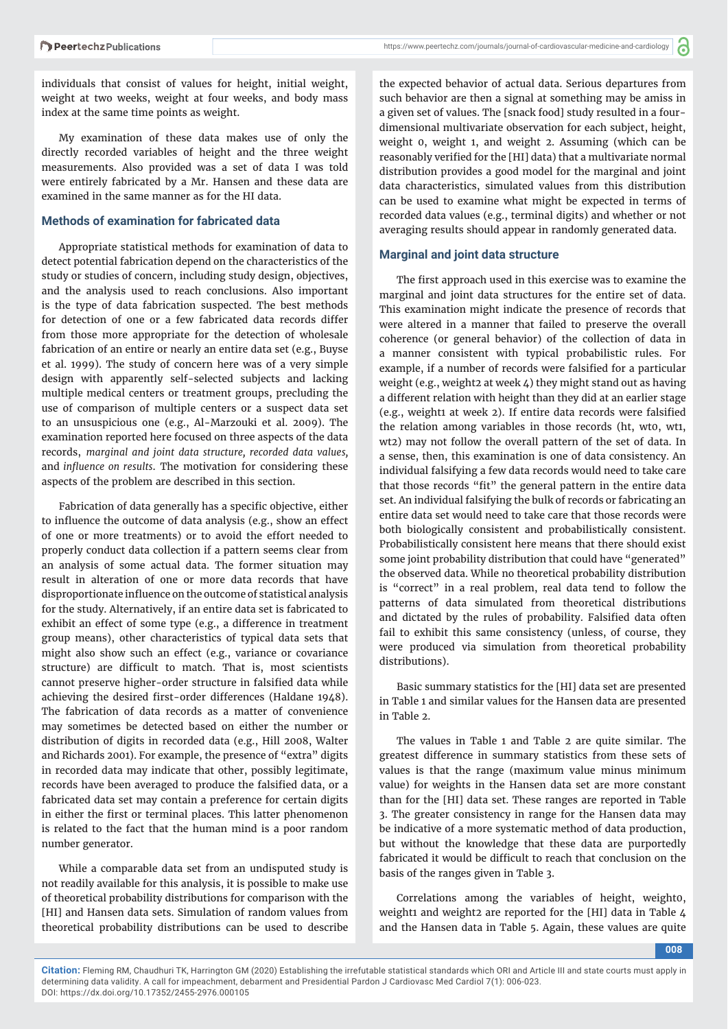individuals that consist of values for height, initial weight, weight at two weeks, weight at four weeks, and body mass index at the same time points as weight.

My examination of these data makes use of only the directly recorded variables of height and the three weight measurements. Also provided was a set of data I was told were entirely fabricated by a Mr. Hansen and these data are examined in the same manner as for the HI data.

## Methods of examination for fabricated data

Appropriate statistical methods for examination of data to detect potential fabrication depend on the characteristics of the study or studies of concern, including study design, objectives, and the analysis used to reach conclusions. Also important is the type of data fabrication suspected. The best methods for detection of one or a few fabricated data records differ from those more appropriate for the detection of wholesale fabrication of an entire or nearly an entire data set (e.g., Buyse et al. 1999). The study of concern here was of a very simple design with apparently self-selected subjects and lacking multiple medical centers or treatment groups, precluding the use of comparison of multiple centers or a suspect data set to an unsuspicious one (e.g., Al-Marzouki et al. 2009). The examination reported here focused on three aspects of the data records, *marginal and joint data structure, recorded data values,* and *influence on results*. The motivation for considering these aspects of the problem are described in this section.

Fabrication of data generally has a specific objective, either to influence the outcome of data analysis (e.g., show an effect of one or more treatments) or to avoid the effort needed to properly conduct data collection if a pattern seems clear from an analysis of some actual data. The former situation may result in alteration of one or more data records that have disproportionate influence on the outcome of statistical analysis for the study. Alternatively, if an entire data set is fabricated to exhibit an effect of some type (e.g., a difference in treatment group means), other characteristics of typical data sets that might also show such an effect (e.g., variance or covariance structure) are difficult to match. That is, most scientists cannot preserve higher-order structure in falsified data while achieving the desired first-order differences (Haldane 1948). The fabrication of data records as a matter of convenience may sometimes be detected based on either the number or distribution of digits in recorded data (e.g., Hill 2008, Walter and Richards 2001). For example, the presence of "extra" digits in recorded data may indicate that other, possibly legitimate, records have been averaged to produce the falsified data, or a fabricated data set may contain a preference for certain digits in either the first or terminal places. This latter phenomenon is related to the fact that the human mind is a poor random number generator.

While a comparable data set from an undisputed study is not readily available for this analysis, it is possible to make use of theoretical probability distributions for comparison with the [HI] and Hansen data sets. Simulation of random values from theoretical probability distributions can be used to describe the expected behavior of actual data. Serious departures from such behavior are then a signal at something may be amiss in a given set of values. The [snack food] study resulted in a four-dimensional multivariate observation for each subject, height, weight 0, weight 1, and weight 2. Assuming (which can be reasonably verified for the [HI] data) that a multivariate normal distribution provides a good model for the marginal and joint data characteristics, simulated values from this distribution can be used to examine what might be expected in terms of recorded data values (e.g., terminal digits) and whether or not averaging results should appear in randomly generated data.

## Marginal and joint data structure

The first approach used in this exercise was to examine the marginal and joint data structures for the entire set of data. This examination might indicate the presence of records that were altered in a manner that failed to preserve the overall coherence (or general behavior) of the collection of data in a manner consistent with typical probabilistic rules. For example, if a number of records were falsified for a particular weight (e.g., weight2 at week 4) they might stand out as having a different relation with height than they did at an earlier stage (e.g., weight1 at week 2). If entire data records were falsified the relation among variables in those records (ht, wt0, wt1, wt2) may not follow the overall pattern of the set of data. In a sense, then, this examination is one of data consistency. An individual falsifying a few data records would need to take care that those records "fit" the general pattern in the entire data set. An individual falsifying the bulk of records or fabricating an entire data set would need to take care that those records were both biologically consistent and probabilistically consistent. Probabilistically consistent here means that there should exist some joint probability distribution that could have "generated" the observed data. While no theoretical probability distribution is "correct" in a real problem, real data tend to follow the patterns of data simulated from theoretical distributions and dictated by the rules of probability. Falsified data often fail to exhibit this same consistency (unless, of course, they were produced via simulation from theoretical probability distributions).

Basic summary statistics for the [HI] data set are presented in Table 1 and similar values for the Hansen data are presented in Table 2.

The values in Table 1 and Table 2 are quite similar. The greatest difference in summary statistics from these sets of values is that the range (maximum value minus minimum value) for weights in the Hansen data set are more constant than for the [HI] data set. These ranges are reported in Table 3. The greater consistency in range for the Hansen data may be indicative of a more systematic method of data production, but without the knowledge that these data are purportedly fabricated it would be difficult to reach that conclusion on the basis of the ranges given in Table 3.

Correlations among the variables of height, weight0, weight1 and weight2 are reported for the [HI] data in Table 4 and the Hansen data in Table 5. Again, these values are quite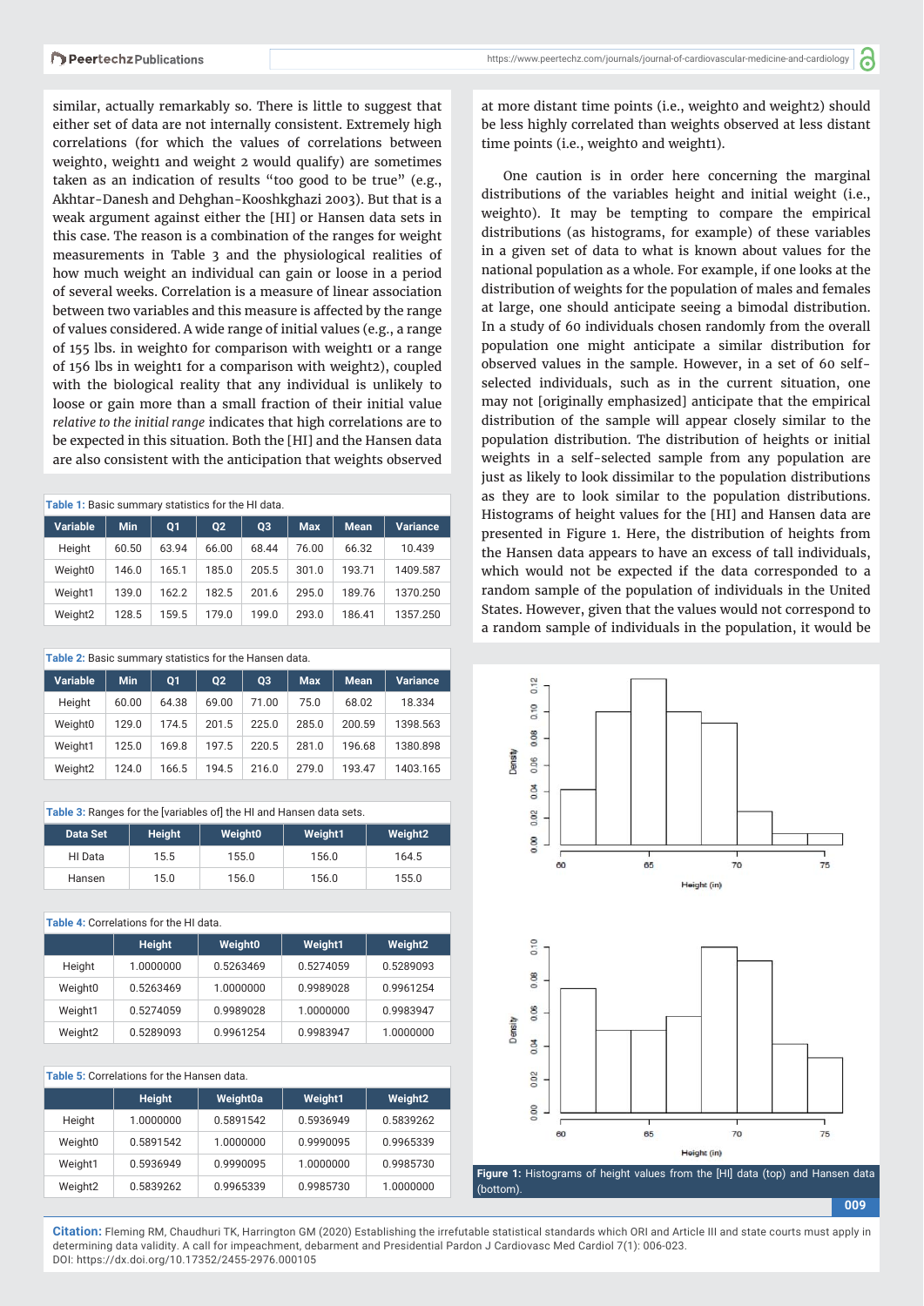similar, actually remarkably so. There is little to suggest that either set of data are not internally consistent. Extremely high correlations (for which the values of correlations between weight0, weight1 and weight 2 would qualify) are sometimes taken as an indication of results "too good to be true" (e.g., Akhtar-Danesh and Dehghan-Kooshkghazi 2003). But that is a weak argument against either the [HI] or Hansen data sets in this case. The reason is a combination of the ranges for weight measurements in Table 3 and the physiological realities of how much weight an individual can gain or loose in a period of several weeks. Correlation is a measure of linear association between two variables and this measure is affected by the range of values considered. A wide range of initial values (e.g., a range of 155 lbs. in weight0 for comparison with weight1 or a range of 156 lbs in weight1 for a comparison with weight2), coupled with the biological reality that any individual is unlikely to loose or gain more than a small fraction of their initial value *relative to the initial range* indicates that high correlations are to be expected in this situation. Both the [HI] and the Hansen data are also consistent with the anticipation that weights observed at more distant time points (i.e., weight0 and weight2) should be less highly correlated than weights observed at less distant time points (i.e., weight0 and weight1).

One caution is in order here concerning the marginal distributions of the variables height and initial weight (i.e., weight0). It may be tempting to compare the empirical distributions (as histograms, for example) of these variables in a given set of data to what is known about values for the national population as a whole. For example, if one looks at the distribution of weights for the population of males and females at large, one should anticipate seeing a bimodal distribution. In a study of 60 individuals chosen randomly from the overall population one might anticipate a similar distribution for observed values in the sample. However, in a set of 60 self-selected individuals, such as in the current situation, one may not [originally emphasized] anticipate that the empirical distribution of the sample will appear closely similar to the population distribution. The distribution of heights or initial weights in a self-selected sample from any population are just as likely to look dissimilar to the population distributions as they are to look similar to the population distributions. Histograms of height values for the [HI] and Hansen data are presented in Figure 1. Here, the distribution of heights from the Hansen data appears to have an excess of tall individuals, which would not be expected if the data corresponded to a random sample of the population of individuals in the United States. However, given that the values would not correspond to a random sample of individuals in the population, it would be

**Table 1:** Basic summary statistics for the HI data.

| Variable | Min | Q1 | Q2 | Q3 | Max | Mean | Variance |
|---|---|---|---|---|---|---|---|
| Height | 60.50 | 63.94 | 66.00 | 68.44 | 76.00 | 66.32 | 10.439 |
| Weight0 | 146.0 | 165.1 | 185.0 | 205.5 | 301.0 | 193.71 | 1409.587 |
| Weight1 | 139.0 | 162.2 | 182.5 | 201.6 | 295.0 | 189.76 | 1370.250 |
| Weight2 | 128.5 | 159.5 | 179.0 | 199.0 | 293.0 | 186.41 | 1357.250 |

**Table 2:** Basic summary statistics for the Hansen data.

| Variable | Min | Q1 | Q2 | Q3 | Max | Mean | Variance |
|---|---|---|---|---|---|---|---|
| Height | 60.00 | 64.38 | 69.00 | 71.00 | 75.0 | 68.02 | 18.334 |
| Weight0 | 129.0 | 174.5 | 201.5 | 225.0 | 285.0 | 200.59 | 1398.563 |
| Weight1 | 125.0 | 169.8 | 197.5 | 220.5 | 281.0 | 196.68 | 1380.898 |
| Weight2 | 124.0 | 166.5 | 194.5 | 216.0 | 279.0 | 193.47 | 1403.165 |

**Table 3:** Ranges for the [variables of] the HI and Hansen data sets.

| Data Set | Height | Weight0 | Weight1 | Weight2 |
|---|---|---|---|---|
| HI Data | 15.5 | 155.0 | 156.0 | 164.5 |
| Hansen | 15.0 | 156.0 | 156.0 | 155.0 |

**Table 4:** Correlations for the HI data.

| | Height | Weight0 | Weight1 | Weight2 |
|---|---|---|---|---|
| Height | 1.0000000 | 0.5263469 | 0.5274059 | 0.5289093 |
| Weight0 | 0.5263469 | 1.0000000 | 0.9989028 | 0.9961254 |
| Weight1 | 0.5274059 | 0.9989028 | 1.0000000 | 0.9983947 |
| Weight2 | 0.5289093 | 0.9961254 | 0.9983947 | 1.0000000 |

**Table 5:** Correlations for the Hansen data.

| | Height | Weight0a | Weight1 | Weight2 |
|---|---|---|---|---|
| Height | 1.0000000 | 0.5891542 | 0.5936949 | 0.5839262 |
| Weight0 | 0.5891542 | 1.0000000 | 0.9990095 | 0.9965339 |
| Weight1 | 0.5936949 | 0.9990095 | 1.0000000 | 0.9985730 |
| Weight2 | 0.5839262 | 0.9965339 | 0.9985730 | 1.0000000 |

**Figure 1:** Histograms of height values from the [HI] data (top) and Hansen data (bottom).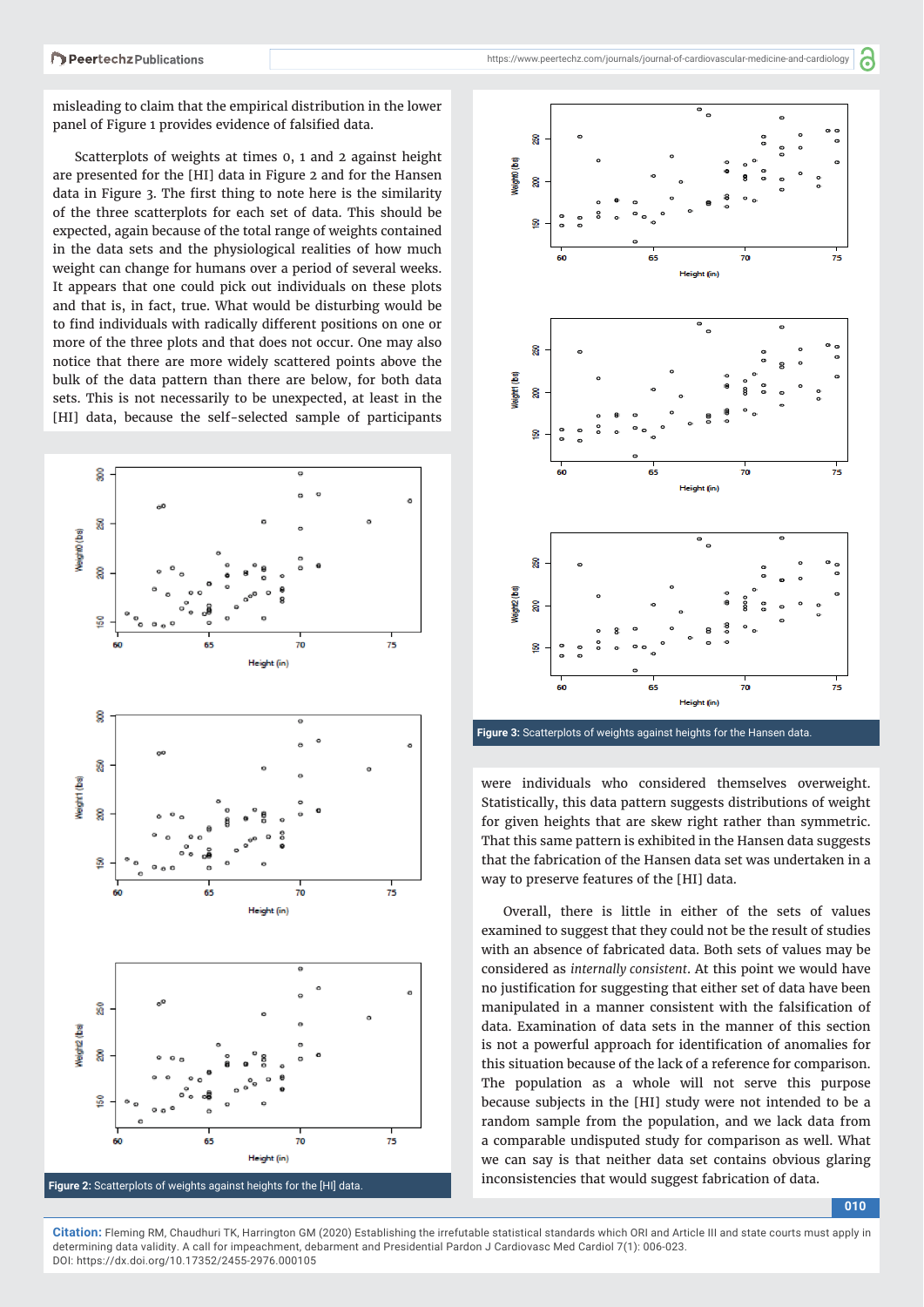misleading to claim that the empirical distribution in the lower panel of Figure 1 provides evidence of falsified data.

Scatterplots of weights at times 0, 1 and 2 against height are presented for the [HI] data in Figure 2 and for the Hansen data in Figure 3. The first thing to note here is the similarity of the three scatterplots for each set of data. This should be expected, again because of the total range of weights contained in the data sets and the physiological realities of how much weight can change for humans over a period of several weeks. It appears that one could pick out individuals on these plots and that is, in fact, true. What would be disturbing would be to find individuals with radically different positions on one or more of the three plots and that does not occur. One may also notice that there are more widely scattered points above the bulk of the data pattern than there are below, for both data sets. This is not necessarily to be unexpected, at least in the [HI] data, because the self-selected sample of participants were individuals who considered themselves overweight. Statistically, this data pattern suggests distributions of weight for given heights that are skew right rather than symmetric. That this same pattern is exhibited in the Hansen data suggests that the fabrication of the Hansen data set was undertaken in a way to preserve features of the [HI] data.

**Figure 2:** Scatterplots of weights against heights for the [HI] data.

**Figure 3:** Scatterplots of weights against heights for the Hansen data.

Overall, there is little in either of the sets of values examined to suggest that they could not be the result of studies with an absence of fabricated data. Both sets of values may be considered as *internally consistent*. At this point we would have no justification for suggesting that either set of data have been manipulated in a manner consistent with the falsification of data. Examination of data sets in the manner of this section is not a powerful approach for identification of anomalies for this situation because of the lack of a reference for comparison. The population as a whole will not serve this purpose because subjects in the [HI] study were not intended to be a random sample from the population, and we lack data from a comparable undisputed study for comparison as well. What we can say is that neither data set contains obvious glaring inconsistencies that would suggest fabrication of data.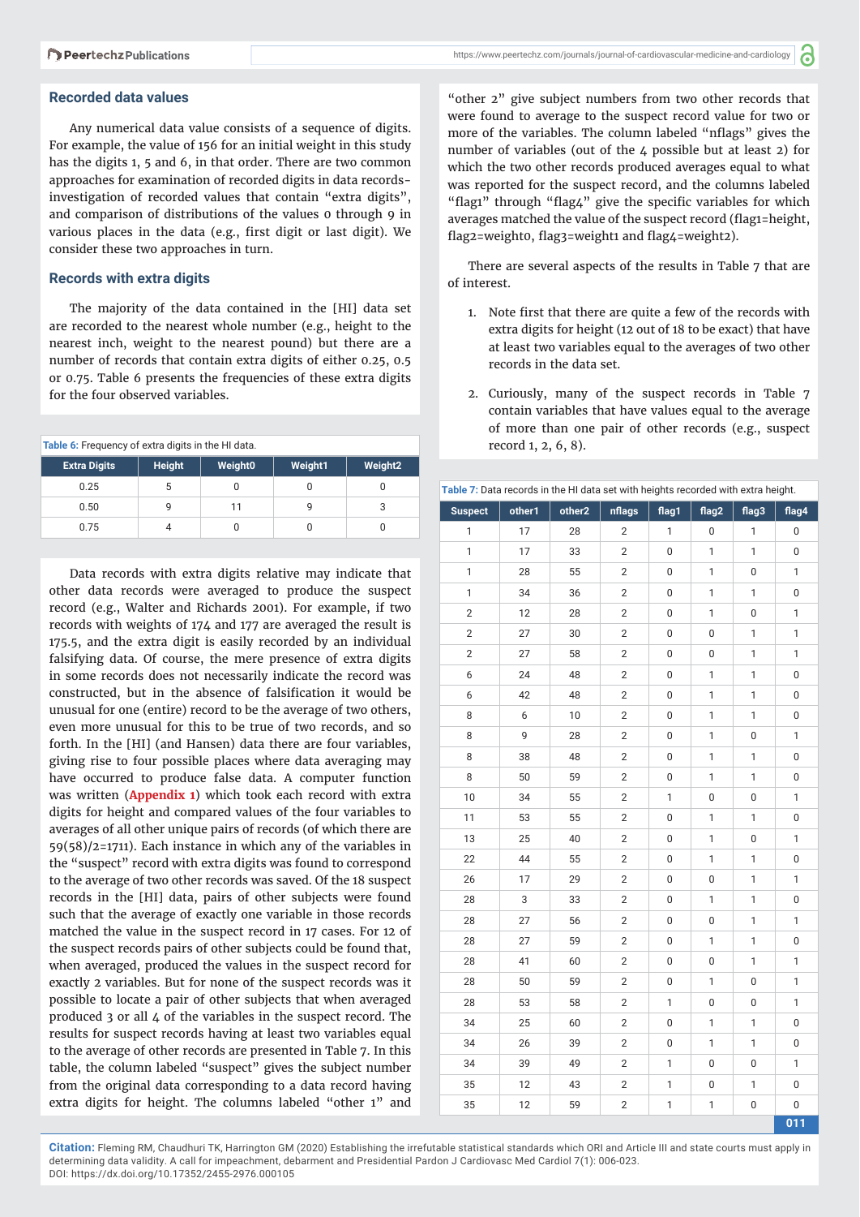## Recorded data values

Any numerical data value consists of a sequence of digits. For example, the value of 156 for an initial weight in this study has the digits 1, 5 and 6, in that order. There are two common approaches for examination of recorded digits in data records-investigation of recorded values that contain "extra digits", and comparison of distributions of the values 0 through 9 in various places in the data (e.g., first digit or last digit). We consider these two approaches in turn.

## Records with extra digits

The majority of the data contained in the [HI] data set are recorded to the nearest whole number (e.g., height to the nearest inch, weight to the nearest pound) but there are a number of records that contain extra digits of either 0.25, 0.5 or 0.75. Table 6 presents the frequencies of these extra digits for the four observed variables.

**Table 6:** Frequency of extra digits in the HI data.

| Extra Digits | Height | Weight0 | Weight1 | Weight2 |
|---|---|---|---|---|
| 0.25 | 5 | 0 | 0 | 0 |
| 0.50 | 9 | 11 | 9 | 3 |
| 0.75 | 4 | 0 | 0 | 0 |

Data records with extra digits relative may indicate that other data records were averaged to produce the suspect record (e.g., Walter and Richards 2001). For example, if two records with weights of 174 and 177 are averaged the result is 175.5, and the extra digit is easily recorded by an individual falsifying data. Of course, the mere presence of extra digits in some records does not necessarily indicate the record was constructed, but in the absence of falsification it would be unusual for one (entire) record to be the average of two others, even more unusual for this to be true of two records, and so forth. In the [HI] (and Hansen) data there are four variables, giving rise to four possible places where data averaging may have occurred to produce false data. A computer function was written (**Appendix 1**) which took each record with extra digits for height and compared values of the four variables to averages of all other unique pairs of records (of which there are 59(58)/2=1711). Each instance in which any of the variables in the "suspect" record with extra digits was found to correspond to the average of two other records was saved. Of the 18 suspect records in the [HI] data, pairs of other subjects were found such that the average of exactly one variable in those records matched the value in the suspect record in 17 cases. For 12 of the suspect records pairs of other subjects could be found that, when averaged, produced the values in the suspect record for exactly 2 variables. But for none of the suspect records was it possible to locate a pair of other subjects that when averaged produced 3 or all 4 of the variables in the suspect record. The results for suspect records having at least two variables equal to the average of other records are presented in Table 7. In this table, the column labeled "suspect" gives the subject number from the original data corresponding to a data record having extra digits for height. The columns labeled "other 1" and "other 2" give subject numbers from two other records that were found to average to the suspect record value for two or more of the variables. The column labeled "nflags" gives the number of variables (out of the 4 possible but at least 2) for which the two other records produced averages equal to what was reported for the suspect record, and the columns labeled "flag1" through "flag4" give the specific variables for which averages matched the value of the suspect record (flag1=height, flag2=weight0, flag3=weight1 and flag4=weight2).

There are several aspects of the results in Table 7 that are of interest.

1. Note first that there are quite a few of the records with extra digits for height (12 out of 18 to be exact) that have at least two variables equal to the averages of two other records in the data set.

2. Curiously, many of the suspect records in Table 7 contain variables that have values equal to the average of more than one pair of other records (e.g., suspect record 1, 2, 6, 8).

**Table 7:** Data records in the HI data set with heights recorded with extra height.

| Suspect | other1 | other2 | nflags | flag1 | flag2 | flag3 | flag4 |
|---|---|---|---|---|---|---|---|
| 1 | 17 | 28 | 2 | 1 | 0 | 1 | 0 |
| 1 | 17 | 33 | 2 | 0 | 1 | 1 | 0 |
| 1 | 28 | 55 | 2 | 0 | 1 | 0 | 1 |
| 1 | 34 | 36 | 2 | 0 | 1 | 1 | 0 |
| 2 | 12 | 28 | 2 | 0 | 1 | 0 | 1 |
| 2 | 27 | 30 | 2 | 0 | 0 | 1 | 1 |
| 2 | 27 | 58 | 2 | 0 | 0 | 1 | 1 |
| 6 | 24 | 48 | 2 | 0 | 1 | 1 | 0 |
| 6 | 42 | 48 | 2 | 0 | 1 | 1 | 0 |
| 8 | 6 | 10 | 2 | 0 | 1 | 1 | 0 |
| 8 | 9 | 28 | 2 | 0 | 1 | 0 | 1 |
| 8 | 38 | 48 | 2 | 0 | 1 | 1 | 0 |
| 8 | 50 | 59 | 2 | 0 | 1 | 1 | 0 |
| 10 | 34 | 55 | 2 | 1 | 0 | 0 | 1 |
| 11 | 53 | 55 | 2 | 0 | 1 | 1 | 0 |
| 13 | 25 | 40 | 2 | 0 | 1 | 0 | 1 |
| 22 | 44 | 55 | 2 | 0 | 1 | 1 | 0 |
| 26 | 17 | 29 | 2 | 0 | 0 | 1 | 1 |
| 28 | 3 | 33 | 2 | 0 | 1 | 1 | 0 |
| 28 | 27 | 56 | 2 | 0 | 0 | 1 | 1 |
| 28 | 27 | 59 | 2 | 0 | 1 | 1 | 0 |
| 28 | 41 | 60 | 2 | 0 | 0 | 1 | 1 |
| 28 | 50 | 59 | 2 | 0 | 1 | 0 | 1 |
| 28 | 53 | 58 | 2 | 1 | 0 | 0 | 1 |
| 34 | 25 | 60 | 2 | 0 | 1 | 1 | 0 |
| 34 | 26 | 39 | 2 | 0 | 1 | 1 | 0 |
| 34 | 39 | 49 | 2 | 1 | 0 | 0 | 1 |
| 35 | 12 | 43 | 2 | 1 | 0 | 1 | 0 |
| 35 | 12 | 59 | 2 | 1 | 1 | 0 | 0 |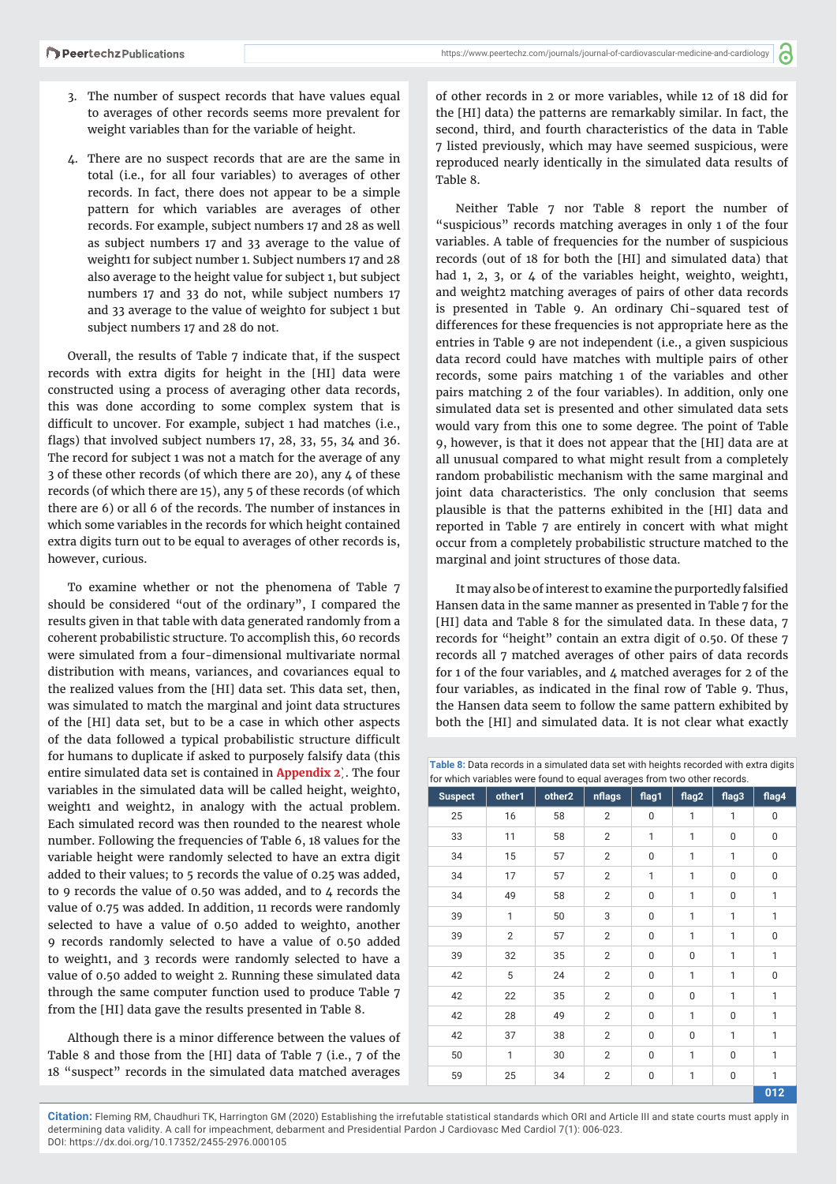3. The number of suspect records that have values equal to averages of other records seems more prevalent for weight variables than for the variable of height.

4. There are no suspect records that are are the same in total (i.e., for all four variables) to averages of other records. In fact, there does not appear to be a simple pattern for which variables are averages of other records. For example, subject numbers 17 and 28 as well as subject numbers 17 and 33 average to the value of weight1 for subject number 1. Subject numbers 17 and 28 also average to the height value for subject 1, but subject numbers 17 and 33 do not, while subject numbers 17 and 33 average to the value of weight0 for subject 1 but subject numbers 17 and 28 do not.

Overall, the results of Table 7 indicate that, if the suspect records with extra digits for height in the [HI] data were constructed using a process of averaging other data records, this was done according to some complex system that is difficult to uncover. For example, subject 1 had matches (i.e., flags) that involved subject numbers 17, 28, 33, 55, 34 and 36. The record for subject 1 was not a match for the average of any 3 of these other records (of which there are 20), any 4 of these records (of which there are 15), any 5 of these records (of which there are 6) or all 6 of the records. The number of instances in which some variables in the records for which height contained extra digits turn out to be equal to averages of other records is, however, curious.

To examine whether or not the phenomena of Table 7 should be considered "out of the ordinary", I compared the results given in that table with data generated randomly from a coherent probabilistic structure. To accomplish this, 60 records were simulated from a four-dimensional multivariate normal distribution with means, variances, and covariances equal to the realized values from the [HI] data set. This data set, then, was simulated to match the marginal and joint data structures of the [HI] data set, but to be a case in which other aspects of the data followed a typical probabilistic structure difficult for humans to duplicate if asked to purposely falsify data (this entire simulated data set is contained in **Appendix 2**). The four variables in the simulated data will be called height, weight0, weight1 and weight2, in analogy with the actual problem. Each simulated record was then rounded to the nearest whole number. Following the frequencies of Table 6, 18 values for the variable height were randomly selected to have an extra digit added to their values; to 5 records the value of 0.25 was added, to 9 records the value of 0.50 was added, and to 4 records the value of 0.75 was added. In addition, 11 records were randomly selected to have a value of 0.50 added to weight0, another 9 records randomly selected to have a value of 0.50 added to weight1, and 3 records were randomly selected to have a value of 0.50 added to weight 2. Running these simulated data through the same computer function used to produce Table 7 from the [HI] data gave the results presented in Table 8.

Although there is a minor difference between the values of Table 8 and those from the [HI] data of Table 7 (i.e., 7 of the 18 "suspect" records in the simulated data matched averages of other records in 2 or more variables, while 12 of 18 did for the [HI] data) the patterns are remarkably similar. In fact, the second, third, and fourth characteristics of the data in Table 7 listed previously, which may have seemed suspicious, were reproduced nearly identically in the simulated data results of Table 8.

Neither Table 7 nor Table 8 report the number of "suspicious" records matching averages in only 1 of the four variables. A table of frequencies for the number of suspicious records (out of 18 for both the [HI] and simulated data) that had 1, 2, 3, or 4 of the variables height, weight0, weight1, and weight2 matching averages of pairs of other data records is presented in Table 9. An ordinary Chi-squared test of differences for these frequencies is not appropriate here as the entries in Table 9 are not independent (i.e., a given suspicious data record could have matches with multiple pairs of other records, some pairs matching 1 of the variables and other pairs matching 2 of the four variables). In addition, only one simulated data set is presented and other simulated data sets would vary from this one to some degree. The point of Table 9, however, is that it does not appear that the [HI] data are at all unusual compared to what might result from a completely random probabilistic mechanism with the same marginal and joint data characteristics. The only conclusion that seems plausible is that the patterns exhibited in the [HI] data and reported in Table 7 are entirely in concert with what might occur from a completely probabilistic structure matched to the marginal and joint structures of those data.

It may also be of interest to examine the purportedly falsified Hansen data in the same manner as presented in Table 7 for the [HI] data and Table 8 for the simulated data. In these data, 7 records for "height" contain an extra digit of 0.50. Of these 7 records all 7 matched averages of other pairs of data records for 1 of the four variables, and 4 matched averages for 2 of the four variables, as indicated in the final row of Table 9. Thus, the Hansen data seem to follow the same pattern exhibited by both the [HI] and simulated data. It is not clear what exactly

**Table 8:** Data records in a simulated data set with heights recorded with extra digits for which variables were found to equal averages from two other records.

| Suspect | other1 | other2 | nflags | flag1 | flag2 | flag3 | flag4 |
|---|---|---|---|---|---|---|---|
| 25 | 16 | 58 | 2 | 0 | 1 | 1 | 0 |
| 33 | 11 | 58 | 2 | 1 | 1 | 0 | 0 |
| 34 | 15 | 57 | 2 | 0 | 1 | 1 | 0 |
| 34 | 17 | 57 | 2 | 1 | 1 | 0 | 0 |
| 34 | 49 | 58 | 2 | 0 | 1 | 0 | 1 |
| 39 | 1 | 50 | 3 | 0 | 1 | 1 | 1 |
| 39 | 2 | 57 | 2 | 0 | 1 | 1 | 0 |
| 39 | 32 | 35 | 2 | 0 | 0 | 1 | 1 |
| 42 | 5 | 24 | 2 | 0 | 1 | 1 | 0 |
| 42 | 22 | 35 | 2 | 0 | 0 | 1 | 1 |
| 42 | 28 | 49 | 2 | 0 | 1 | 0 | 1 |
| 42 | 37 | 38 | 2 | 0 | 0 | 1 | 1 |
| 50 | 1 | 30 | 2 | 0 | 1 | 0 | 1 |
| 59 | 25 | 34 | 2 | 0 | 1 | 0 | 1 |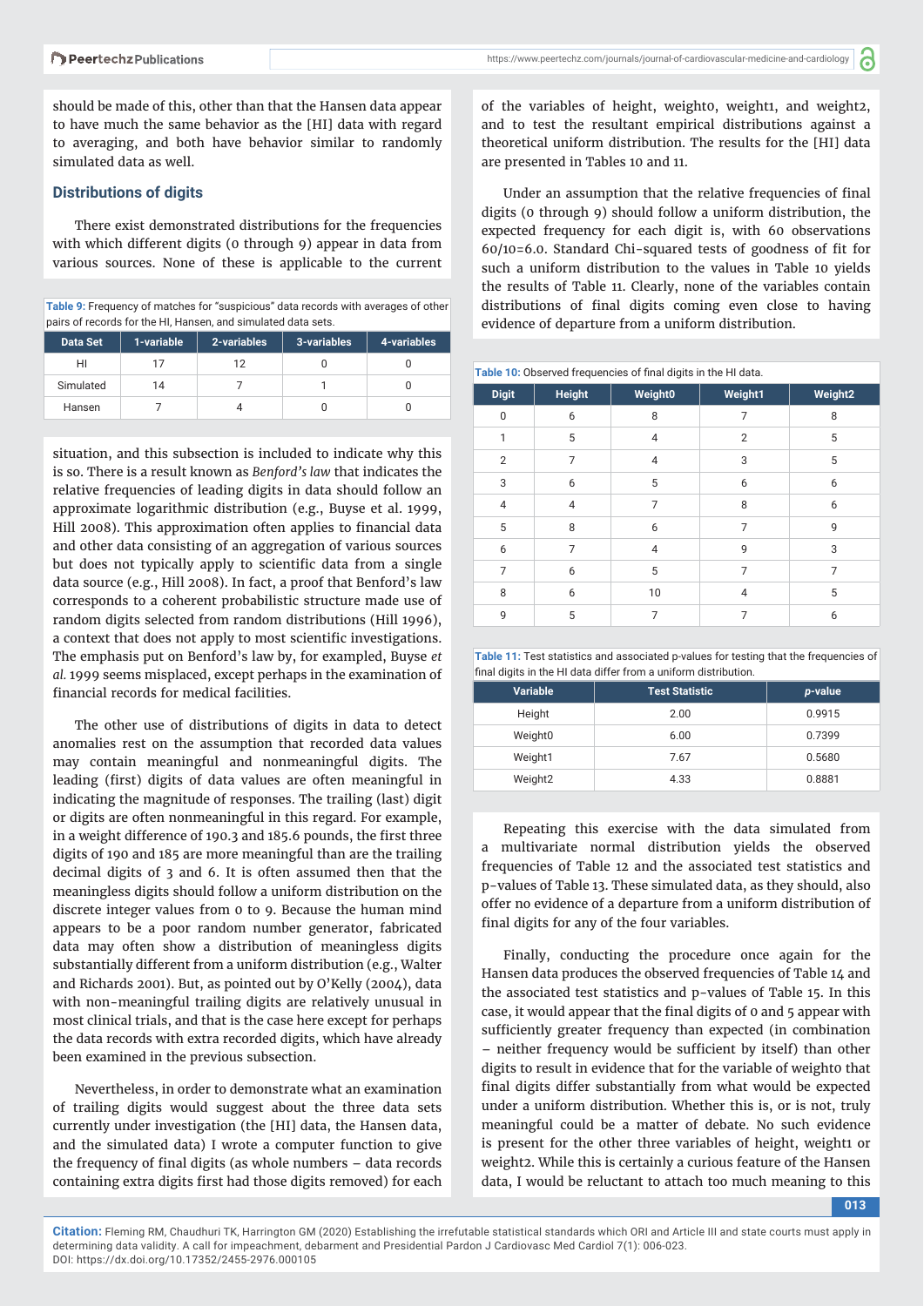should be made of this, other than that the Hansen data appear to have much the same behavior as the [HI] data with regard to averaging, and both have behavior similar to randomly simulated data as well.

## Distributions of digits

There exist demonstrated distributions for the frequencies with which different digits (0 through 9) appear in data from various sources. None of these is applicable to the current situation, and this subsection is included to indicate why this is so. There is a result known as *Benford's law* that indicates the relative frequencies of leading digits in data should follow an approximate logarithmic distribution (e.g., Buyse et al. 1999, Hill 2008). This approximation often applies to financial data and other data consisting of an aggregation of various sources but does not typically apply to scientific data from a single data source (e.g., Hill 2008). In fact, a proof that Benford's law corresponds to a coherent probabilistic structure made use of random digits selected from random distributions (Hill 1996), a context that does not apply to most scientific investigations. The emphasis put on Benford's law by, for exampled, Buyse *et al.* 1999 seems misplaced, except perhaps in the examination of financial records for medical facilities.

**Table 9:** Frequency of matches for "suspicious" data records with averages of other pairs of records for the HI, Hansen, and simulated data sets.

| Data Set | 1-variable | 2-variables | 3-variables | 4-variables |
|---|---|---|---|---|
| HI | 17 | 12 | 0 | 0 |
| Simulated | 14 | 7 | 1 | 0 |
| Hansen | 7 | 4 | 0 | 0 |

The other use of distributions of digits in data to detect anomalies rest on the assumption that recorded data values may contain meaningful and nonmeaningful digits. The leading (first) digits of data values are often meaningful in indicating the magnitude of responses. The trailing (last) digit or digits are often nonmeaningful in this regard. For example, in a weight difference of 190.3 and 185.6 pounds, the first three digits of 190 and 185 are more meaningful than are the trailing decimal digits of 3 and 6. It is often assumed then that the meaningless digits should follow a uniform distribution on the discrete integer values from 0 to 9. Because the human mind appears to be a poor random number generator, fabricated data may often show a distribution of meaningless digits substantially different from a uniform distribution (e.g., Walter and Richards 2001). But, as pointed out by O'Kelly (2004), data with non-meaningful trailing digits are relatively unusual in most clinical trials, and that is the case here except for perhaps the data records with extra recorded digits, which have already been examined in the previous subsection.

Nevertheless, in order to demonstrate what an examination of trailing digits would suggest about the three data sets currently under investigation (the [HI] data, the Hansen data, and the simulated data) I wrote a computer function to give the frequency of final digits (as whole numbers – data records containing extra digits first had those digits removed) for each of the variables of height, weight0, weight1, and weight2, and to test the resultant empirical distributions against a theoretical uniform distribution. The results for the [HI] data are presented in Tables 10 and 11.

Under an assumption that the relative frequencies of final digits (0 through 9) should follow a uniform distribution, the expected frequency for each digit is, with 60 observations 60/10=6.0. Standard Chi-squared tests of goodness of fit for such a uniform distribution to the values in Table 10 yields the results of Table 11. Clearly, none of the variables contain distributions of final digits coming even close to having evidence of departure from a uniform distribution.

**Table 10:** Observed frequencies of final digits in the HI data.

| Digit | Height | Weight0 | Weight1 | Weight2 |
|---|---|---|---|---|
| 0 | 6 | 8 | 7 | 8 |
| 1 | 5 | 4 | 2 | 5 |
| 2 | 7 | 4 | 3 | 5 |
| 3 | 6 | 5 | 6 | 6 |
| 4 | 4 | 7 | 8 | 6 |
| 5 | 8 | 6 | 7 | 9 |
| 6 | 7 | 4 | 9 | 3 |
| 7 | 6 | 5 | 7 | 7 |
| 8 | 6 | 10 | 4 | 5 |
| 9 | 5 | 7 | 7 | 6 |

**Table 11:** Test statistics and associated p-values for testing that the frequencies of final digits in the HI data differ from a uniform distribution.

| Variable | Test Statistic | *p*-value |
|---|---|---|
| Height | 2.00 | 0.9915 |
| Weight0 | 6.00 | 0.7399 |
| Weight1 | 7.67 | 0.5680 |
| Weight2 | 4.33 | 0.8881 |

Repeating this exercise with the data simulated from a multivariate normal distribution yields the observed frequencies of Table 12 and the associated test statistics and p-values of Table 13. These simulated data, as they should, also offer no evidence of a departure from a uniform distribution of final digits for any of the four variables.

Finally, conducting the procedure once again for the Hansen data produces the observed frequencies of Table 14 and the associated test statistics and p-values of Table 15. In this case, it would appear that the final digits of 0 and 5 appear with sufficiently greater frequency than expected (in combination – neither frequency would be sufficient by itself) than other digits to result in evidence that for the variable of weight0 that final digits differ substantially from what would be expected under a uniform distribution. Whether this is, or is not, truly meaningful could be a matter of debate. No such evidence is present for the other three variables of height, weight1 or weight2. While this is certainly a curious feature of the Hansen data, I would be reluctant to attach too much meaning to this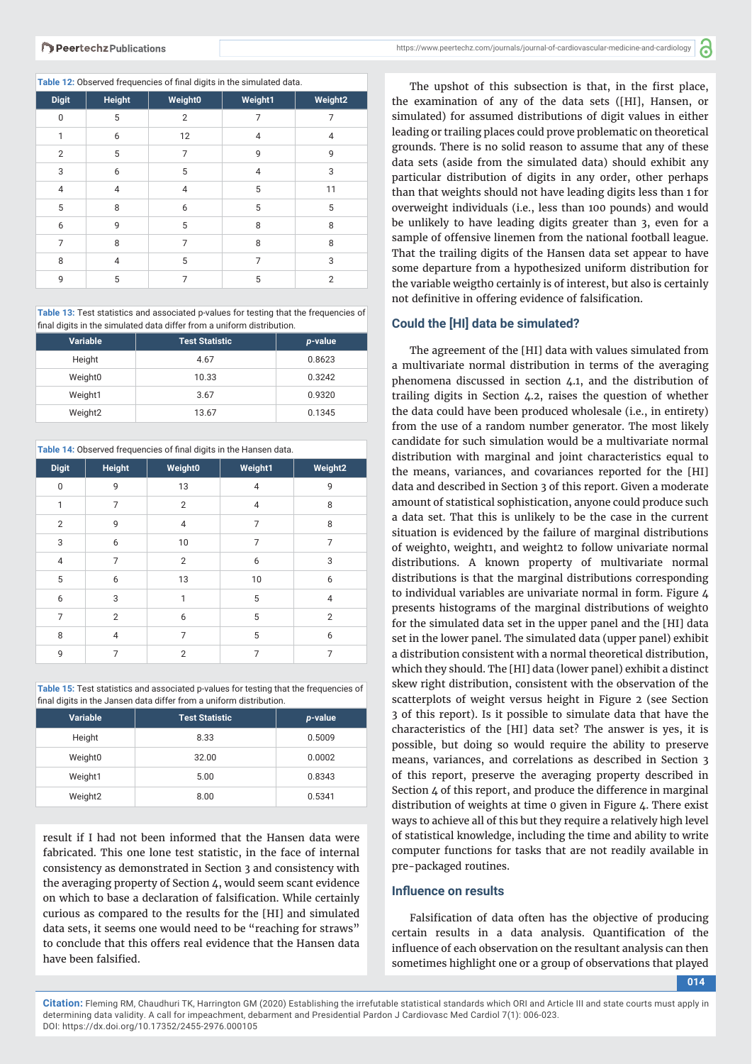Table 12: Observed frequencies of final digits in the simulated data.

| Digit | Height | Weight0 | Weight1 | Weight2 |
|---|---|---|---|---|
| 0 | 5 | 2 | 7 | 7 |
| 1 | 6 | 12 | 4 | 4 |
| 2 | 5 | 7 | 9 | 9 |
| 3 | 6 | 5 | 4 | 3 |
| 4 | 4 | 4 | 5 | 11 |
| 5 | 8 | 6 | 5 | 5 |
| 6 | 9 | 5 | 8 | 8 |
| 7 | 8 | 7 | 8 | 8 |
| 8 | 4 | 5 | 7 | 3 |
| 9 | 5 | 7 | 5 | 2 |

Table 13: Test statistics and associated p-values for testing that the frequencies of final digits in the simulated data differ from a uniform distribution.

| Variable | Test Statistic | *p*-value |
|---|---|---|
| Height | 4.67 | 0.8623 |
| Weight0 | 10.33 | 0.3242 |
| Weight1 | 3.67 | 0.9320 |
| Weight2 | 13.67 | 0.1345 |

Table 14: Observed frequencies of final digits in the Hansen data.

| Digit | Height | Weight0 | Weight1 | Weight2 |
|---|---|---|---|---|
| 0 | 9 | 13 | 4 | 9 |
| 1 | 7 | 2 | 4 | 8 |
| 2 | 9 | 4 | 7 | 8 |
| 3 | 6 | 10 | 7 | 7 |
| 4 | 7 | 2 | 6 | 3 |
| 5 | 6 | 13 | 10 | 6 |
| 6 | 3 | 1 | 5 | 4 |
| 7 | 2 | 6 | 5 | 2 |
| 8 | 4 | 7 | 5 | 6 |
| 9 | 7 | 2 | 7 | 7 |

Table 15: Test statistics and associated p-values for testing that the frequencies of final digits in the Jansen data differ from a uniform distribution.

| Variable | Test Statistic | *p*-value |
|---|---|---|
| Height | 8.33 | 0.5009 |
| Weight0 | 32.00 | 0.0002 |
| Weight1 | 5.00 | 0.8343 |
| Weight2 | 8.00 | 0.5341 |

result if I had not been informed that the Hansen data were fabricated. This one lone test statistic, in the face of internal consistency as demonstrated in Section 3 and consistency with the averaging property of Section 4, would seem scant evidence on which to base a declaration of falsification. While certainly curious as compared to the results for the [HI] and simulated data sets, it seems one would need to be "reaching for straws" to conclude that this offers real evidence that the Hansen data have been falsified.

The upshot of this subsection is that, in the first place, the examination of any of the data sets ([HI], Hansen, or simulated) for assumed distributions of digit values in either leading or trailing places could prove problematic on theoretical grounds. There is no solid reason to assume that any of these data sets (aside from the simulated data) should exhibit any particular distribution of digits in any order, other perhaps than that weights should not have leading digits less than 1 for overweight individuals (i.e., less than 100 pounds) and would be unlikely to have leading digits greater than 3, even for a sample of offensive linemen from the national football league. That the trailing digits of the Hansen data set appear to have some departure from a hypothesized uniform distribution for the variable weigth0 certainly is of interest, but also is certainly not definitive in offering evidence of falsification.

## Could the [HI] data be simulated?

The agreement of the [HI] data with values simulated from a multivariate normal distribution in terms of the averaging phenomena discussed in section 4.1, and the distribution of trailing digits in Section 4.2, raises the question of whether the data could have been produced wholesale (i.e., in entirety) from the use of a random number generator. The most likely candidate for such simulation would be a multivariate normal distribution with marginal and joint characteristics equal to the means, variances, and covariances reported for the [HI] data and described in Section 3 of this report. Given a moderate amount of statistical sophistication, anyone could produce such a data set. That this is unlikely to be the case in the current situation is evidenced by the failure of marginal distributions of weight0, weight1, and weight2 to follow univariate normal distributions. A known property of multivariate normal distributions is that the marginal distributions corresponding to individual variables are univariate normal in form. Figure 4 presents histograms of the marginal distributions of weight0 for the simulated data set in the upper panel and the [HI] data set in the lower panel. The simulated data (upper panel) exhibit a distribution consistent with a normal theoretical distribution, which they should. The [HI] data (lower panel) exhibit a distinct skew right distribution, consistent with the observation of the scatterplots of weight versus height in Figure 2 (see Section 3 of this report). Is it possible to simulate data that have the characteristics of the [HI] data set? The answer is yes, it is possible, but doing so would require the ability to preserve means, variances, and correlations as described in Section 3 of this report, preserve the averaging property described in Section 4 of this report, and produce the difference in marginal distribution of weights at time 0 given in Figure 4. There exist ways to achieve all of this but they require a relatively high level of statistical knowledge, including the time and ability to write computer functions for tasks that are not readily available in pre-packaged routines.

## Influence on results

Falsification of data often has the objective of producing certain results in a data analysis. Quantification of the influence of each observation on the resultant analysis can then sometimes highlight one or a group of observations that played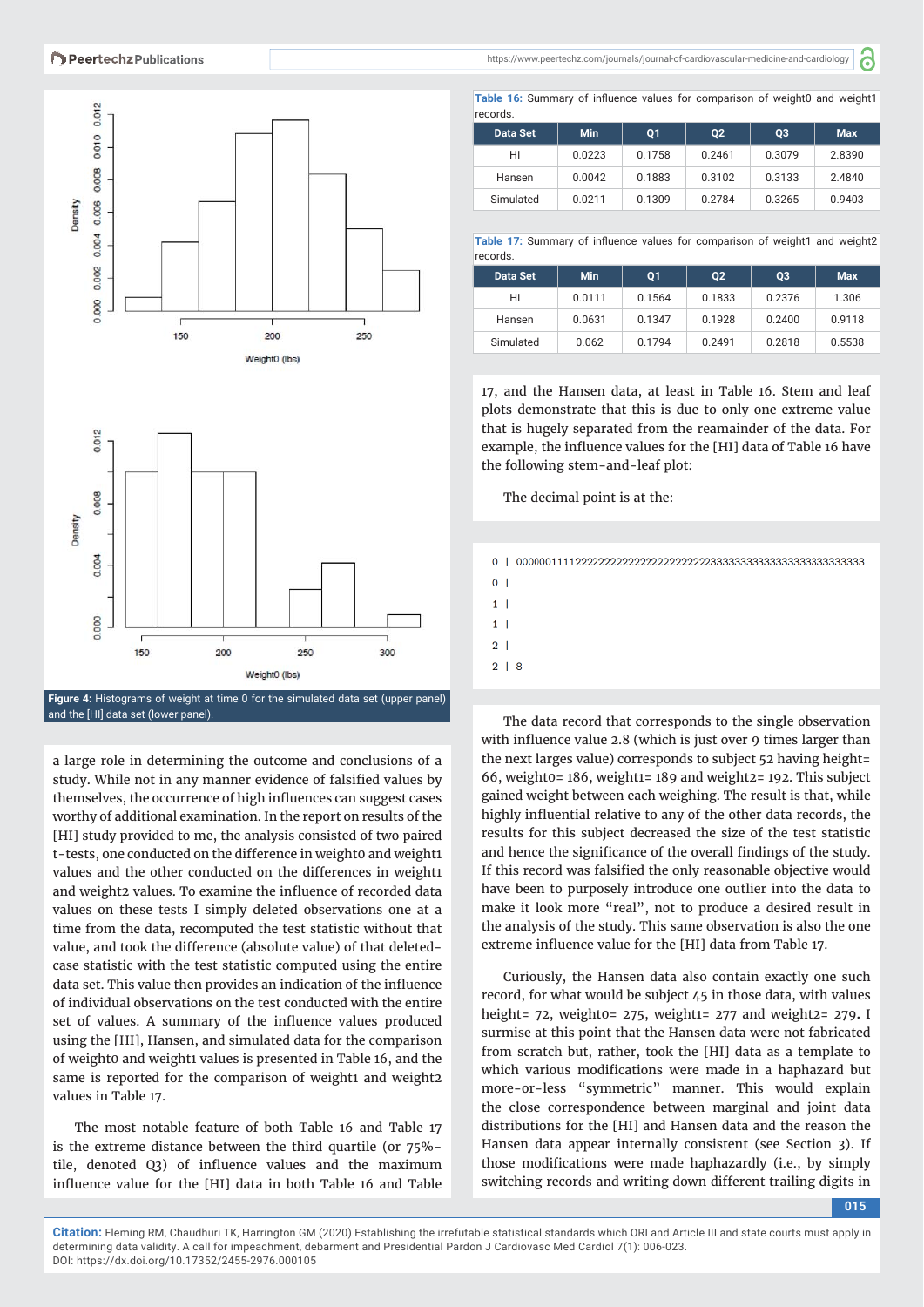Figure 4: Histograms of weight at time 0 for the simulated data set (upper panel) and the [HI] data set (lower panel).

a large role in determining the outcome and conclusions of a study. While not in any manner evidence of falsified values by themselves, the occurrence of high influences can suggest cases worthy of additional examination. In the report on results of the [HI] study provided to me, the analysis consisted of two paired t-tests, one conducted on the difference in weight0 and weight1 values and the other conducted on the differences in weight1 and weight2 values. To examine the influence of recorded data values on these tests I simply deleted observations one at a time from the data, recomputed the test statistic without that value, and took the difference (absolute value) of that deleted-case statistic with the test statistic computed using the entire data set. This value then provides an indication of the influence of individual observations on the test conducted with the entire set of values. A summary of the influence values produced using the [HI], Hansen, and simulated data for the comparison of weight0 and weight1 values is presented in Table 16, and the same is reported for the comparison of weight1 and weight2 values in Table 17.

The most notable feature of both Table 16 and Table 17 is the extreme distance between the third quartile (or 75%-tile, denoted Q3) of influence values and the maximum influence value for the [HI] data in both Table 16 and Table 17, and the Hansen data, at least in Table 16. Stem and leaf plots demonstrate that this is due to only one extreme value that is hugely separated from the reamainder of the data. For example, the influence values for the [HI] data of Table 16 have the following stem-and-leaf plot:

**Table 16:** Summary of influence values for comparison of weight0 and weight1 records.

| Data Set | Min | Q1 | Q2 | Q3 | Max |
|---|---|---|---|---|---|
| HI | 0.0223 | 0.1758 | 0.2461 | 0.3079 | 2.8390 |
| Hansen | 0.0042 | 0.1883 | 0.3102 | 0.3133 | 2.4840 |
| Simulated | 0.0211 | 0.1309 | 0.2784 | 0.3265 | 0.9403 |

**Table 17:** Summary of influence values for comparison of weight1 and weight2 records.

| Data Set | Min | Q1 | Q2 | Q3 | Max |
|---|---|---|---|---|---|
| HI | 0.0111 | 0.1564 | 0.1833 | 0.2376 | 1.306 |
| Hansen | 0.0631 | 0.1347 | 0.1928 | 0.2400 | 0.9118 |
| Simulated | 0.062 | 0.1794 | 0.2491 | 0.2818 | 0.5538 |

The decimal point is at the:

```
0 | 000000111122222222222222222222222222233333333333333333333333333
0 |
1 |
1 |
2 |
2 | 8
```

The data record that corresponds to the single observation with influence value 2.8 (which is just over 9 times larger than the next larges value) corresponds to subject 52 having height= 66, weight0= 186, weight1= 189 and weight2= 192. This subject gained weight between each weighing. The result is that, while highly influential relative to any of the other data records, the results for this subject decreased the size of the test statistic and hence the significance of the overall findings of the study. If this record was falsified the only reasonable objective would have been to purposely introduce one outlier into the data to make it look more "real", not to produce a desired result in the analysis of the study. This same observation is also the one extreme influence value for the [HI] data from Table 17.

Curiously, the Hansen data also contain exactly one such record, for what would be subject 45 in those data, with values height= 72, weight0= 275, weight1= 277 and weight2= 279. I surmise at this point that the Hansen data were not fabricated from scratch but, rather, took the [HI] data as a template to which various modifications were made in a haphazard but more-or-less "symmetric" manner. This would explain the close correspondence between marginal and joint data distributions for the [HI] and Hansen data and the reason the Hansen data appear internally consistent (see Section 3). If those modifications were made haphazardly (i.e., by simply switching records and writing down different trailing digits in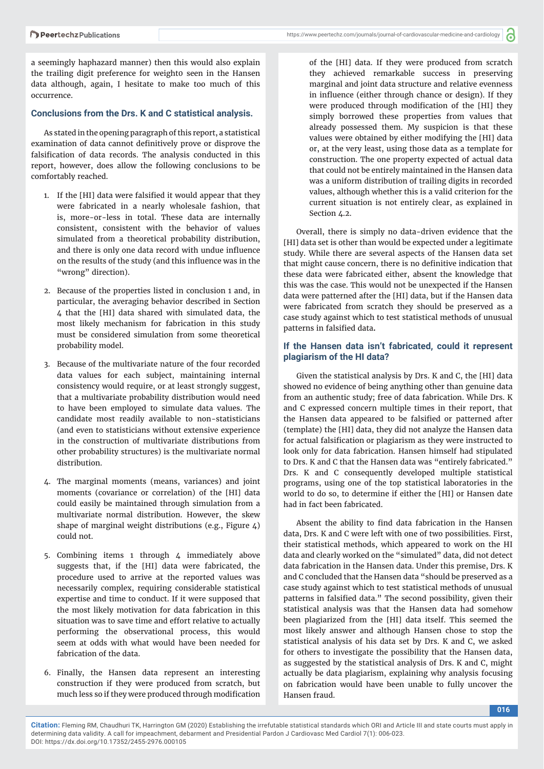a seemingly haphazard manner) then this would also explain the trailing digit preference for weighto seen in the Hansen data although, again, I hesitate to make too much of this occurrence.

### Conclusions from the Drs. K and C statistical analysis.

As stated in the opening paragraph of this report, a statistical examination of data cannot definitively prove or disprove the falsification of data records. The analysis conducted in this report, however, does allow the following conclusions to be comfortably reached.

1. If the [HI] data were falsified it would appear that they were fabricated in a nearly wholesale fashion, that is, more-or-less in total. These data are internally consistent, consistent with the behavior of values simulated from a theoretical probability distribution, and there is only one data record with undue influence on the results of the study (and this influence was in the "wrong" direction).

2. Because of the properties listed in conclusion 1 and, in particular, the averaging behavior described in Section 4 that the [HI] data shared with simulated data, the most likely mechanism for fabrication in this study must be considered simulation from some theoretical probability model.

3. Because of the multivariate nature of the four recorded data values for each subject, maintaining internal consistency would require, or at least strongly suggest, that a multivariate probability distribution would need to have been employed to simulate data values. The candidate most readily available to non-statisticians (and even to statisticians without extensive experience in the construction of multivariate distributions from other probability structures) is the multivariate normal distribution.

4. The marginal moments (means, variances) and joint moments (covariance or correlation) of the [HI] data could easily be maintained through simulation from a multivariate normal distribution. However, the skew shape of marginal weight distributions (e.g., Figure 4) could not.

5. Combining items 1 through 4 immediately above suggests that, if the [HI] data were fabricated, the procedure used to arrive at the reported values was necessarily complex, requiring considerable statistical expertise and time to conduct. If it were supposed that the most likely motivation for data fabrication in this situation was to save time and effort relative to actually performing the observational process, this would seem at odds with what would have been needed for fabrication of the data.

6. Finally, the Hansen data represent an interesting construction if they were produced from scratch, but much less so if they were produced through modification of the [HI] data. If they were produced from scratch they achieved remarkable success in preserving marginal and joint data structure and relative evenness in influence (either through chance or design). If they were produced through modification of the [HI] they simply borrowed these properties from values that already possessed them. My suspicion is that these values were obtained by either modifying the [HI] data or, at the very least, using those data as a template for construction. The one property expected of actual data that could not be entirely maintained in the Hansen data was a uniform distribution of trailing digits in recorded values, although whether this is a valid criterion for the current situation is not entirely clear, as explained in Section 4.2.

Overall, there is simply no data-driven evidence that the [HI] data set is other than would be expected under a legitimate study. While there are several aspects of the Hansen data set that might cause concern, there is no definitive indication that these data were fabricated either, absent the knowledge that this was the case. This would not be unexpected if the Hansen data were patterned after the [HI] data, but if the Hansen data were fabricated from scratch they should be preserved as a case study against which to test statistical methods of unusual patterns in falsified data**.**

### If the Hansen data isn't fabricated, could it represent plagiarism of the HI data?

Given the statistical analysis by Drs. K and C, the [HI] data showed no evidence of being anything other than genuine data from an authentic study; free of data fabrication. While Drs. K and C expressed concern multiple times in their report, that the Hansen data appeared to be falsified or patterned after (template) the [HI] data, they did not analyze the Hansen data for actual falsification or plagiarism as they were instructed to look only for data fabrication. Hansen himself had stipulated to Drs. K and C that the Hansen data was "entirely fabricated." Drs. K and C consequently developed multiple statistical programs, using one of the top statistical laboratories in the world to do so, to determine if either the [HI] or Hansen date had in fact been fabricated.

Absent the ability to find data fabrication in the Hansen data, Drs. K and C were left with one of two possibilities. First, their statistical methods, which appeared to work on the HI data and clearly worked on the "simulated" data, did not detect data fabrication in the Hansen data. Under this premise, Drs. K and C concluded that the Hansen data "should be preserved as a case study against which to test statistical methods of unusual patterns in falsified data." The second possibility, given their statistical analysis was that the Hansen data had somehow been plagiarized from the [HI] data itself. This seemed the most likely answer and although Hansen chose to stop the statistical analysis of his data set by Drs. K and C, we asked for others to investigate the possibility that the Hansen data, as suggested by the statistical analysis of Drs. K and C, might actually be data plagiarism, explaining why analysis focusing on fabrication would have been unable to fully uncover the Hansen fraud.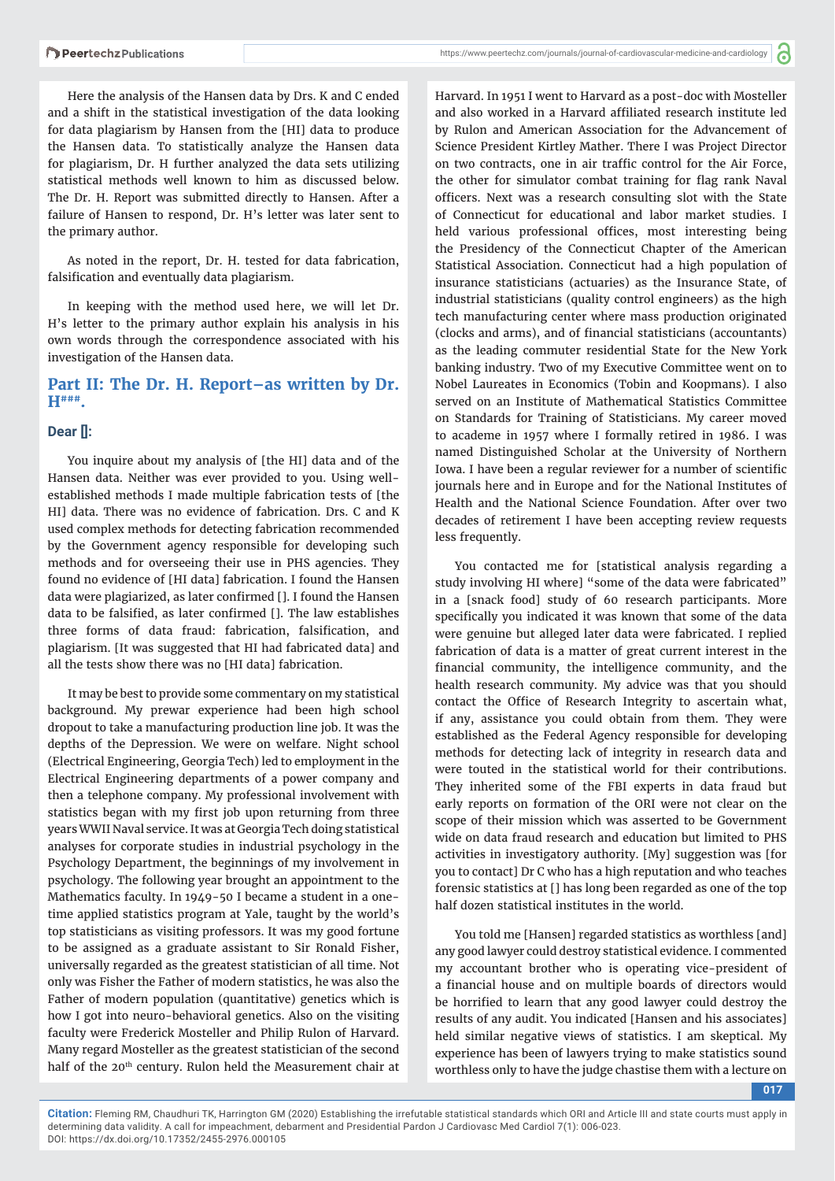Here the analysis of the Hansen data by Drs. K and C ended and a shift in the statistical investigation of the data looking for data plagiarism by Hansen from the [HI] data to produce the Hansen data. To statistically analyze the Hansen data for plagiarism, Dr. H further analyzed the data sets utilizing statistical methods well known to him as discussed below. The Dr. H. Report was submitted directly to Hansen. After a failure of Hansen to respond, Dr. H's letter was later sent to the primary author.

As noted in the report, Dr. H. tested for data fabrication, falsification and eventually data plagiarism.

In keeping with the method used here, we will let Dr. H's letter to the primary author explain his analysis in his own words through the correspondence associated with his investigation of the Hansen data.

## Part II: The Dr. H. Report–as written by Dr. H###.

### Dear []:

You inquire about my analysis of [the HI] data and of the Hansen data. Neither was ever provided to you. Using well-established methods I made multiple fabrication tests of [the HI] data. There was no evidence of fabrication. Drs. C and K used complex methods for detecting fabrication recommended by the Government agency responsible for developing such methods and for overseeing their use in PHS agencies. They found no evidence of [HI data] fabrication. I found the Hansen data were plagiarized, as later confirmed []. I found the Hansen data to be falsified, as later confirmed []. The law establishes three forms of data fraud: fabrication, falsification, and plagiarism. [It was suggested that HI had fabricated data] and all the tests show there was no [HI data] fabrication.

It may be best to provide some commentary on my statistical background. My prewar experience had been high school dropout to take a manufacturing production line job. It was the depths of the Depression. We were on welfare. Night school (Electrical Engineering, Georgia Tech) led to employment in the Electrical Engineering departments of a power company and then a telephone company. My professional involvement with statistics began with my first job upon returning from three years WWII Naval service. It was at Georgia Tech doing statistical analyses for corporate studies in industrial psychology in the Psychology Department, the beginnings of my involvement in psychology. The following year brought an appointment to the Mathematics faculty. In 1949-50 I became a student in a one-time applied statistics program at Yale, taught by the world's top statisticians as visiting professors. It was my good fortune to be assigned as a graduate assistant to Sir Ronald Fisher, universally regarded as the greatest statistician of all time. Not only was Fisher the Father of modern statistics, he was also the Father of modern population (quantitative) genetics which is how I got into neuro-behavioral genetics. Also on the visiting faculty were Frederick Mosteller and Philip Rulon of Harvard. Many regard Mosteller as the greatest statistician of the second half of the 20th century. Rulon held the Measurement chair at Harvard. In 1951 I went to Harvard as a post-doc with Mosteller and also worked in a Harvard affiliated research institute led by Rulon and American Association for the Advancement of Science President Kirtley Mather. There I was Project Director on two contracts, one in air traffic control for the Air Force, the other for simulator combat training for flag rank Naval officers. Next was a research consulting slot with the State of Connecticut for educational and labor market studies. I held various professional offices, most interesting being the Presidency of the Connecticut Chapter of the American Statistical Association. Connecticut had a high population of insurance statisticians (actuaries) as the Insurance State, of industrial statisticians (quality control engineers) as the high tech manufacturing center where mass production originated (clocks and arms), and of financial statisticians (accountants) as the leading commuter residential State for the New York banking industry. Two of my Executive Committee went on to Nobel Laureates in Economics (Tobin and Koopmans). I also served on an Institute of Mathematical Statistics Committee on Standards for Training of Statisticians. My career moved to academe in 1957 where I formally retired in 1986. I was named Distinguished Scholar at the University of Northern Iowa. I have been a regular reviewer for a number of scientific journals here and in Europe and for the National Institutes of Health and the National Science Foundation. After over two decades of retirement I have been accepting review requests less frequently.

You contacted me for [statistical analysis regarding a study involving HI where] "some of the data were fabricated" in a [snack food] study of 60 research participants. More specifically you indicated it was known that some of the data were genuine but alleged later data were fabricated. I replied fabrication of data is a matter of great current interest in the financial community, the intelligence community, and the health research community. My advice was that you should contact the Office of Research Integrity to ascertain what, if any, assistance you could obtain from them. They were established as the Federal Agency responsible for developing methods for detecting lack of integrity in research data and were touted in the statistical world for their contributions. They inherited some of the FBI experts in data fraud but early reports on formation of the ORI were not clear on the scope of their mission which was asserted to be Government wide on data fraud research and education but limited to PHS activities in investigatory authority. [My] suggestion was [for you to contact] Dr C who has a high reputation and who teaches forensic statistics at [] has long been regarded as one of the top half dozen statistical institutes in the world.

You told me [Hansen] regarded statistics as worthless [and] any good lawyer could destroy statistical evidence. I commented my accountant brother who is operating vice-president of a financial house and on multiple boards of directors would be horrified to learn that any good lawyer could destroy the results of any audit. You indicated [Hansen and his associates] held similar negative views of statistics. I am skeptical. My experience has been of lawyers trying to make statistics sound worthless only to have the judge chastise them with a lecture on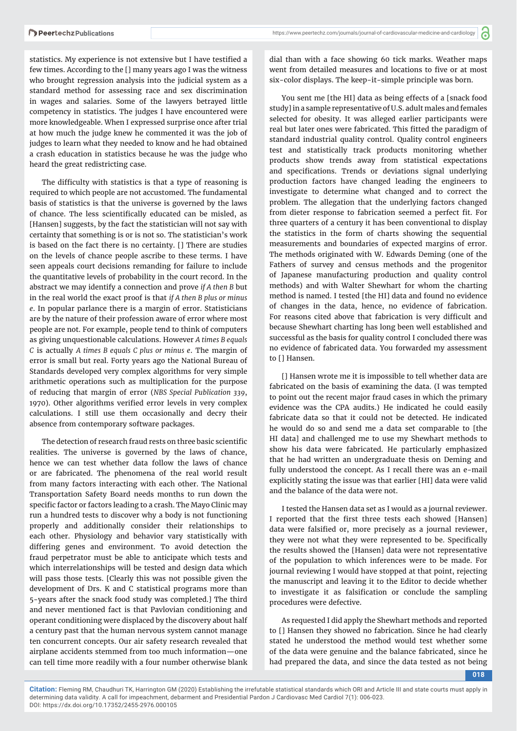statistics. My experience is not extensive but I have testified a few times. According to the [] many years ago I was the witness who brought regression analysis into the judicial system as a standard method for assessing race and sex discrimination in wages and salaries. Some of the lawyers betrayed little competency in statistics. The judges I have encountered were more knowledgeable. When I expressed surprise once after trial at how much the judge knew he commented it was the job of judges to learn what they needed to know and he had obtained a crash education in statistics because he was the judge who heard the great redistricting case.

The difficulty with statistics is that a type of reasoning is required to which people are not accustomed. The fundamental basis of statistics is that the universe is governed by the laws of chance. The less scientifically educated can be misled, as [Hansen] suggests, by the fact the statistician will not say with certainty that something is or is not so. The statistician's work is based on the fact there is no certainty. [] There are studies on the levels of chance people ascribe to these terms. I have seen appeals court decisions remanding for failure to include the quantitative levels of probability in the court record. In the abstract we may identify a connection and prove *if A then B* but in the real world the exact proof is that *if A then B plus or minus e*. In popular parlance there is a margin of error. Statisticians are by the nature of their profession aware of error where most people are not. For example, people tend to think of computers as giving unquestionable calculations. However *A times B equals C* is actually *A times B equals C plus or minus e*. The margin of error is small but real. Forty years ago the National Bureau of Standards developed very complex algorithms for very simple arithmetic operations such as multiplication for the purpose of reducing that margin of error (*NBS Special Publication 339*, 1970). Other algorithms verified error levels in very complex calculations. I still use them occasionally and decry their absence from contemporary software packages.

The detection of research fraud rests on three basic scientific realities. The universe is governed by the laws of chance, hence we can test whether data follow the laws of chance or are fabricated. The phenomena of the real world result from many factors interacting with each other. The National Transportation Safety Board needs months to run down the specific factor or factors leading to a crash. The Mayo Clinic may run a hundred tests to discover why a body is not functioning properly and additionally consider their relationships to each other. Physiology and behavior vary statistically with differing genes and environment. To avoid detection the fraud perpetrator must be able to anticipate which tests and which interrelationships will be tested and design data which will pass those tests. [Clearly this was not possible given the development of Drs. K and C statistical programs more than 5-years after the snack food study was completed.] The third and never mentioned fact is that Pavlovian conditioning and operant conditioning were displaced by the discovery about half a century past that the human nervous system cannot manage ten concurrent concepts. Our air safety research revealed that airplane accidents stemmed from too much information—one can tell time more readily with a four number otherwise blank dial than with a face showing 60 tick marks. Weather maps went from detailed measures and locations to five or at most six-color displays. The keep-it-simple principle was born.

You sent me [the HI] data as being effects of a [snack food study] in a sample representative of U.S. adult males and females selected for obesity. It was alleged earlier participants were real but later ones were fabricated. This fitted the paradigm of standard industrial quality control. Quality control engineers test and statistically track products monitoring whether products show trends away from statistical expectations and specifications. Trends or deviations signal underlying production factors have changed leading the engineers to investigate to determine what changed and to correct the problem. The allegation that the underlying factors changed from dieter response to fabrication seemed a perfect fit. For three quarters of a century it has been conventional to display the statistics in the form of charts showing the sequential measurements and boundaries of expected margins of error. The methods originated with W. Edwards Deming (one of the Fathers of survey and census methods and the progenitor of Japanese manufacturing production and quality control methods) and with Walter Shewhart for whom the charting method is named. I tested [the HI] data and found no evidence of changes in the data, hence, no evidence of fabrication. For reasons cited above that fabrication is very difficult and because Shewhart charting has long been well established and successful as the basis for quality control I concluded there was no evidence of fabricated data. You forwarded my assessment to [] Hansen.

[] Hansen wrote me it is impossible to tell whether data are fabricated on the basis of examining the data. (I was tempted to point out the recent major fraud cases in which the primary evidence was the CPA audits.) He indicated he could easily fabricate data so that it could not be detected. He indicated he would do so and send me a data set comparable to [the HI data] and challenged me to use my Shewhart methods to show his data were fabricated. He particularly emphasized that he had written an undergraduate thesis on Deming and fully understood the concept. As I recall there was an e-mail explicitly stating the issue was that earlier [HI] data were valid and the balance of the data were not.

I tested the Hansen data set as I would as a journal reviewer. I reported that the first three tests each showed [Hansen] data were falsified or, more precisely as a journal reviewer, they were not what they were represented to be. Specifically the results showed the [Hansen] data were not representative of the population to which inferences were to be made. For journal reviewing I would have stopped at that point, rejecting the manuscript and leaving it to the Editor to decide whether to investigate it as falsification or conclude the sampling procedures were defective.

As requested I did apply the Shewhart methods and reported to [] Hansen they showed no fabrication. Since he had clearly stated he understood the method would test whether some of the data were genuine and the balance fabricated, since he had prepared the data, and since the data tested as not being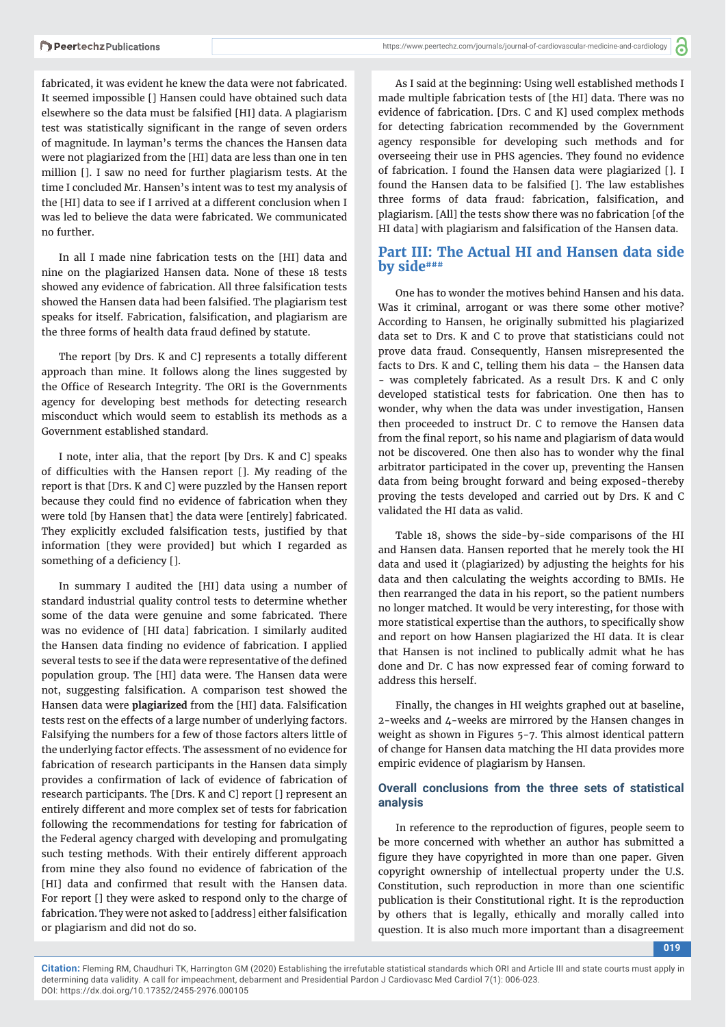fabricated, it was evident he knew the data were not fabricated. It seemed impossible [] Hansen could have obtained such data elsewhere so the data must be falsified [HI] data. A plagiarism test was statistically significant in the range of seven orders of magnitude. In layman's terms the chances the Hansen data were not plagiarized from the [HI] data are less than one in ten million []. I saw no need for further plagiarism tests. At the time I concluded Mr. Hansen's intent was to test my analysis of the [HI] data to see if I arrived at a different conclusion when I was led to believe the data were fabricated. We communicated no further.

In all I made nine fabrication tests on the [HI] data and nine on the plagiarized Hansen data. None of these 18 tests showed any evidence of fabrication. All three falsification tests showed the Hansen data had been falsified. The plagiarism test speaks for itself. Fabrication, falsification, and plagiarism are the three forms of health data fraud defined by statute.

The report [by Drs. K and C] represents a totally different approach than mine. It follows along the lines suggested by the Office of Research Integrity. The ORI is the Governments agency for developing best methods for detecting research misconduct which would seem to establish its methods as a Government established standard.

I note, inter alia, that the report [by Drs. K and C] speaks of difficulties with the Hansen report []. My reading of the report is that [Drs. K and C] were puzzled by the Hansen report because they could find no evidence of fabrication when they were told [by Hansen that] the data were [entirely] fabricated. They explicitly excluded falsification tests, justified by that information [they were provided] but which I regarded as something of a deficiency [].

In summary I audited the [HI] data using a number of standard industrial quality control tests to determine whether some of the data were genuine and some fabricated. There was no evidence of [HI data] fabrication. I similarly audited the Hansen data finding no evidence of fabrication. I applied several tests to see if the data were representative of the defined population group. The [HI] data were. The Hansen data were not, suggesting falsification. A comparison test showed the Hansen data were **plagiarized** from the [HI] data. Falsification tests rest on the effects of a large number of underlying factors. Falsifying the numbers for a few of those factors alters little of the underlying factor effects. The assessment of no evidence for fabrication of research participants in the Hansen data simply provides a confirmation of lack of evidence of fabrication of research participants. The [Drs. K and C] report [] represent an entirely different and more complex set of tests for fabrication following the recommendations for testing for fabrication of the Federal agency charged with developing and promulgating such testing methods. With their entirely different approach from mine they also found no evidence of fabrication of the [HI] data and confirmed that result with the Hansen data. For report [] they were asked to respond only to the charge of fabrication. They were not asked to [address] either falsification or plagiarism and did not do so.

As I said at the beginning: Using well established methods I made multiple fabrication tests of [the HI] data. There was no evidence of fabrication. [Drs. C and K] used complex methods for detecting fabrication recommended by the Government agency responsible for developing such methods and for overseeing their use in PHS agencies. They found no evidence of fabrication. I found the Hansen data were plagiarized []. I found the Hansen data to be falsified []. The law establishes three forms of data fraud: fabrication, falsification, and plagiarism. [All] the tests show there was no fabrication [of the HI data] with plagiarism and falsification of the Hansen data.

## Part III: The Actual HI and Hansen data side by side###

One has to wonder the motives behind Hansen and his data. Was it criminal, arrogant or was there some other motive? According to Hansen, he originally submitted his plagiarized data set to Drs. K and C to prove that statisticians could not prove data fraud. Consequently, Hansen misrepresented the facts to Drs. K and C, telling them his data – the Hansen data - was completely fabricated. As a result Drs. K and C only developed statistical tests for fabrication. One then has to wonder, why when the data was under investigation, Hansen then proceeded to instruct Dr. C to remove the Hansen data from the final report, so his name and plagiarism of data would not be discovered. One then also has to wonder why the final arbitrator participated in the cover up, preventing the Hansen data from being brought forward and being exposed-thereby proving the tests developed and carried out by Drs. K and C validated the HI data as valid.

Table 18, shows the side-by-side comparisons of the HI and Hansen data. Hansen reported that he merely took the HI data and used it (plagiarized) by adjusting the heights for his data and then calculating the weights according to BMIs. He then rearranged the data in his report, so the patient numbers no longer matched. It would be very interesting, for those with more statistical expertise than the authors, to specifically show and report on how Hansen plagiarized the HI data. It is clear that Hansen is not inclined to publically admit what he has done and Dr. C has now expressed fear of coming forward to address this herself.

Finally, the changes in HI weights graphed out at baseline, 2-weeks and 4-weeks are mirrored by the Hansen changes in weight as shown in Figures 5-7. This almost identical pattern of change for Hansen data matching the HI data provides more empiric evidence of plagiarism by Hansen.

### Overall conclusions from the three sets of statistical analysis

In reference to the reproduction of figures, people seem to be more concerned with whether an author has submitted a figure they have copyrighted in more than one paper. Given copyright ownership of intellectual property under the U.S. Constitution, such reproduction in more than one scientific publication is their Constitutional right. It is the reproduction by others that is legally, ethically and morally called into question. It is also much more important than a disagreement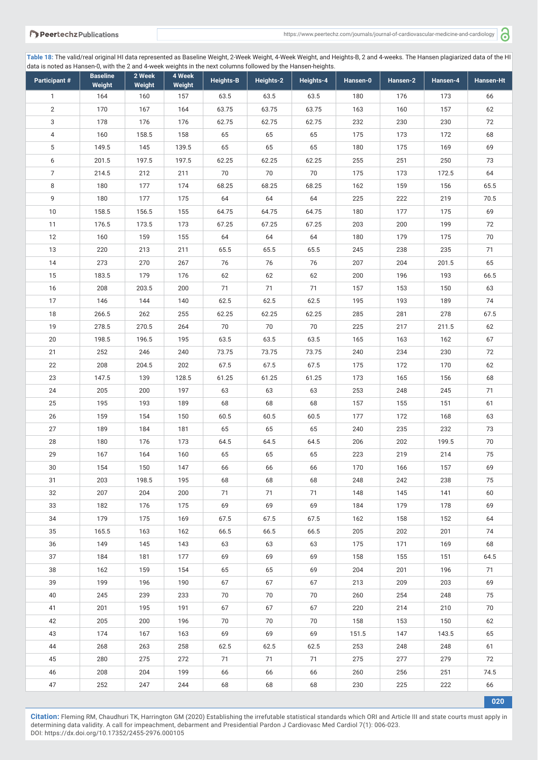**Table 18:** The valid/real original HI data represented as Baseline Weight, 2-Week Weight, 4-Week Weight, and Heights-B, 2 and 4-weeks. The Hansen plagiarized data of the HI data is noted as Hansen-0, with the 2 and 4-week weights in the next columns followed by the Hansen-heights.

| Participant # | Baseline Weight | 2 Week Weight | 4 Week Weight | Heights-B | Heights-2 | Heights-4 | Hansen-0 | Hansen-2 | Hansen-4 | Hansen-Ht |
|---|---|---|---|---|---|---|---|---|---|---|
| 1 | 164 | 160 | 157 | 63.5 | 63.5 | 63.5 | 180 | 176 | 173 | 66 |
| 2 | 170 | 167 | 164 | 63.75 | 63.75 | 63.75 | 163 | 160 | 157 | 62 |
| 3 | 178 | 176 | 176 | 62.75 | 62.75 | 62.75 | 232 | 230 | 230 | 72 |
| 4 | 160 | 158.5 | 158 | 65 | 65 | 65 | 175 | 173 | 172 | 68 |
| 5 | 149.5 | 145 | 139.5 | 65 | 65 | 65 | 180 | 175 | 169 | 69 |
| 6 | 201.5 | 197.5 | 197.5 | 62.25 | 62.25 | 62.25 | 255 | 251 | 250 | 73 |
| 7 | 214.5 | 212 | 211 | 70 | 70 | 70 | 175 | 173 | 172.5 | 64 |
| 8 | 180 | 177 | 174 | 68.25 | 68.25 | 68.25 | 162 | 159 | 156 | 65.5 |
| 9 | 180 | 177 | 175 | 64 | 64 | 64 | 225 | 222 | 219 | 70.5 |
| 10 | 158.5 | 156.5 | 155 | 64.75 | 64.75 | 64.75 | 180 | 177 | 175 | 69 |
| 11 | 176.5 | 173.5 | 173 | 67.25 | 67.25 | 67.25 | 203 | 200 | 199 | 72 |
| 12 | 160 | 159 | 155 | 64 | 64 | 64 | 180 | 179 | 175 | 70 |
| 13 | 220 | 213 | 211 | 65.5 | 65.5 | 65.5 | 245 | 238 | 235 | 71 |
| 14 | 273 | 270 | 267 | 76 | 76 | 76 | 207 | 204 | 201.5 | 65 |
| 15 | 183.5 | 179 | 176 | 62 | 62 | 62 | 200 | 196 | 193 | 66.5 |
| 16 | 208 | 203.5 | 200 | 71 | 71 | 71 | 157 | 153 | 150 | 63 |
| 17 | 146 | 144 | 140 | 62.5 | 62.5 | 62.5 | 195 | 193 | 189 | 74 |
| 18 | 266.5 | 262 | 255 | 62.25 | 62.25 | 62.25 | 285 | 281 | 278 | 67.5 |
| 19 | 278.5 | 270.5 | 264 | 70 | 70 | 70 | 225 | 217 | 211.5 | 62 |
| 20 | 198.5 | 196.5 | 195 | 63.5 | 63.5 | 63.5 | 165 | 163 | 162 | 67 |
| 21 | 252 | 246 | 240 | 73.75 | 73.75 | 73.75 | 240 | 234 | 230 | 72 |
| 22 | 208 | 204.5 | 202 | 67.5 | 67.5 | 67.5 | 175 | 172 | 170 | 62 |
| 23 | 147.5 | 139 | 128.5 | 61.25 | 61.25 | 61.25 | 173 | 165 | 156 | 68 |
| 24 | 205 | 200 | 197 | 63 | 63 | 63 | 253 | 248 | 245 | 71 |
| 25 | 195 | 193 | 189 | 68 | 68 | 68 | 157 | 155 | 151 | 61 |
| 26 | 159 | 154 | 150 | 60.5 | 60.5 | 60.5 | 177 | 172 | 168 | 63 |
| 27 | 189 | 184 | 181 | 65 | 65 | 65 | 240 | 235 | 232 | 73 |
| 28 | 180 | 176 | 173 | 64.5 | 64.5 | 64.5 | 206 | 202 | 199.5 | 70 |
| 29 | 167 | 164 | 160 | 65 | 65 | 65 | 223 | 219 | 214 | 75 |
| 30 | 154 | 150 | 147 | 66 | 66 | 66 | 170 | 166 | 157 | 69 |
| 31 | 203 | 198.5 | 195 | 68 | 68 | 68 | 248 | 242 | 238 | 75 |
| 32 | 207 | 204 | 200 | 71 | 71 | 71 | 148 | 145 | 141 | 60 |
| 33 | 182 | 176 | 175 | 69 | 69 | 69 | 184 | 179 | 178 | 69 |
| 34 | 179 | 175 | 169 | 67.5 | 67.5 | 67.5 | 162 | 158 | 152 | 64 |
| 35 | 165.5 | 163 | 162 | 66.5 | 66.5 | 66.5 | 205 | 202 | 201 | 74 |
| 36 | 149 | 145 | 143 | 63 | 63 | 63 | 175 | 171 | 169 | 68 |
| 37 | 184 | 181 | 177 | 69 | 69 | 69 | 158 | 155 | 151 | 64.5 |
| 38 | 162 | 159 | 154 | 65 | 65 | 69 | 204 | 201 | 196 | 71 |
| 39 | 199 | 196 | 190 | 67 | 67 | 67 | 213 | 209 | 203 | 69 |
| 40 | 245 | 239 | 233 | 70 | 70 | 70 | 260 | 254 | 248 | 75 |
| 41 | 201 | 195 | 191 | 67 | 67 | 67 | 220 | 214 | 210 | 70 |
| 42 | 205 | 200 | 196 | 70 | 70 | 70 | 158 | 153 | 150 | 62 |
| 43 | 174 | 167 | 163 | 69 | 69 | 69 | 151.5 | 147 | 143.5 | 65 |
| 44 | 268 | 263 | 258 | 62.5 | 62.5 | 62.5 | 253 | 248 | 248 | 61 |
| 45 | 280 | 275 | 272 | 71 | 71 | 71 | 275 | 277 | 279 | 72 |
| 46 | 208 | 204 | 199 | 66 | 66 | 66 | 260 | 256 | 251 | 74.5 |
| 47 | 252 | 247 | 244 | 68 | 68 | 68 | 230 | 225 | 222 | 66 |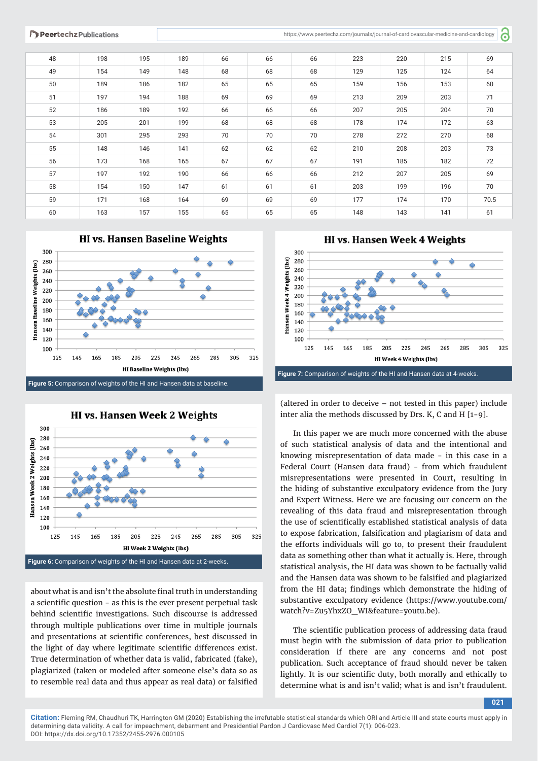| 48 | 198 | 195 | 189 | 66 | 66 | 66 | 223 | 220 | 215 | 69 |
|---|---|---|---|---|---|---|---|---|---|---|
| 49 | 154 | 149 | 148 | 68 | 68 | 68 | 129 | 125 | 124 | 64 |
| 50 | 189 | 186 | 182 | 65 | 65 | 65 | 159 | 156 | 153 | 60 |
| 51 | 197 | 194 | 188 | 69 | 69 | 69 | 213 | 209 | 203 | 71 |
| 52 | 186 | 189 | 192 | 66 | 66 | 66 | 207 | 205 | 204 | 70 |
| 53 | 205 | 201 | 199 | 68 | 68 | 68 | 178 | 174 | 172 | 63 |
| 54 | 301 | 295 | 293 | 70 | 70 | 70 | 278 | 272 | 270 | 68 |
| 55 | 148 | 146 | 141 | 62 | 62 | 62 | 210 | 208 | 203 | 73 |
| 56 | 173 | 168 | 165 | 67 | 67 | 67 | 191 | 185 | 182 | 72 |
| 57 | 197 | 192 | 190 | 66 | 66 | 66 | 212 | 207 | 205 | 69 |
| 58 | 154 | 150 | 147 | 61 | 61 | 61 | 203 | 199 | 196 | 70 |
| 59 | 171 | 168 | 164 | 69 | 69 | 69 | 177 | 174 | 170 | 70.5 |
| 60 | 163 | 157 | 155 | 65 | 65 | 65 | 148 | 143 | 141 | 61 |

**Figure 5:** Comparison of weights of the HI and Hansen data at baseline.

**Figure 6:** Comparison of weights of the HI and Hansen data at 2-weeks.

**Figure 7:** Comparison of weights of the HI and Hansen data at 4-weeks.

about what is and isn't the absolute final truth in understanding a scientific question - as this is the ever present perpetual task behind scientific investigations. Such discourse is addressed through multiple publications over time in multiple journals and presentations at scientific conferences, best discussed in the light of day where legitimate scientific differences exist. True determination of whether data is valid, fabricated (fake), plagiarized (taken or modeled after someone else's data so as to resemble real data and thus appear as real data) or falsified (altered in order to deceive – not tested in this paper) include inter alia the methods discussed by Drs. K, C and H [1-9].

In this paper we are much more concerned with the abuse of such statistical analysis of data and the intentional and knowing misrepresentation of data made - in this case in a Federal Court (Hansen data fraud) - from which fraudulent misrepresentations were presented in Court, resulting in the hiding of substantive exculpatory evidence from the Jury and Expert Witness. Here we are focusing our concern on the revealing of this data fraud and misrepresentation through the use of scientifically established statistical analysis of data to expose fabrication, falsification and plagiarism of data and the efforts individuals will go to, to present their fraudulent data as something other than what it actually is. Here, through statistical analysis, the HI data was shown to be factually valid and the Hansen data was shown to be falsified and plagiarized from the HI data; findings which demonstrate the hiding of substantive exculpatory evidence (https://www.youtube.com/watch?v=Zu5YhxZO_WI&feature=youtu.be).

The scientific publication process of addressing data fraud must begin with the submission of data prior to publication consideration if there are any concerns and not post publication. Such acceptance of fraud should never be taken lightly. It is our scientific duty, both morally and ethically to determine what is and isn't valid; what is and isn't fraudulent.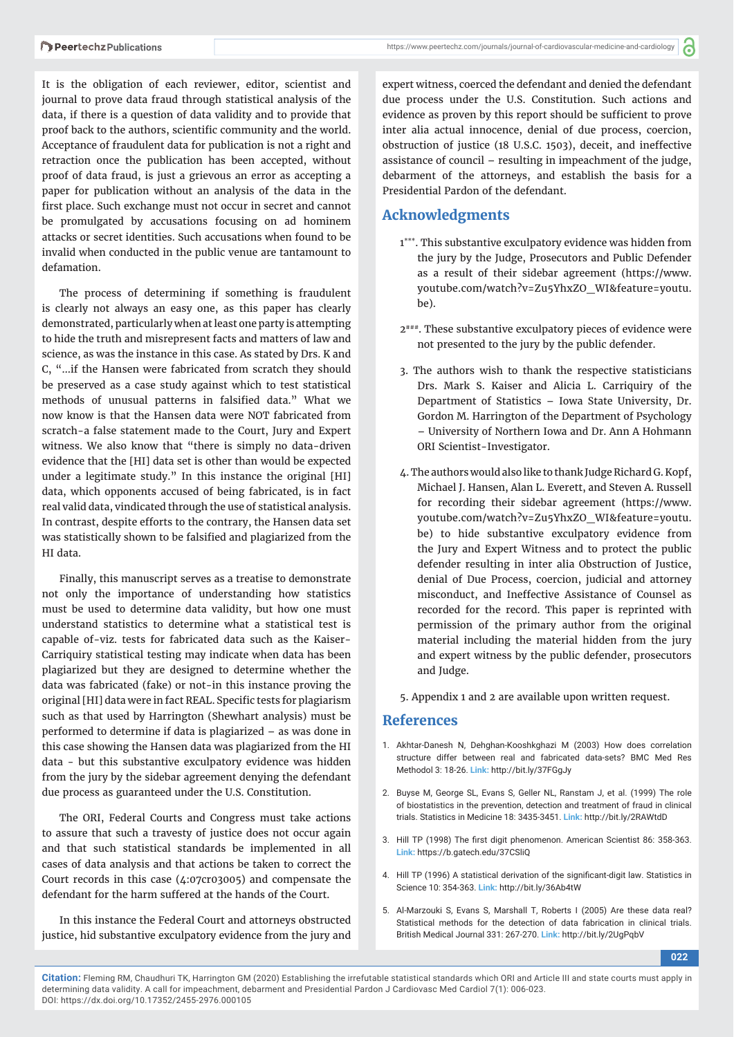It is the obligation of each reviewer, editor, scientist and journal to prove data fraud through statistical analysis of the data, if there is a question of data validity and to provide that proof back to the authors, scientific community and the world. Acceptance of fraudulent data for publication is not a right and retraction once the publication has been accepted, without proof of data fraud, is just a grievous an error as accepting a paper for publication without an analysis of the data in the first place. Such exchange must not occur in secret and cannot be promulgated by accusations focusing on ad hominem attacks or secret identities. Such accusations when found to be invalid when conducted in the public venue are tantamount to defamation.

The process of determining if something is fraudulent is clearly not always an easy one, as this paper has clearly demonstrated, particularly when at least one party is attempting to hide the truth and misrepresent facts and matters of law and science, as was the instance in this case. As stated by Drs. K and C, "…if the Hansen were fabricated from scratch they should be preserved as a case study against which to test statistical methods of unusual patterns in falsified data." What we now know is that the Hansen data were NOT fabricated from scratch-a false statement made to the Court, Jury and Expert witness. We also know that "there is simply no data-driven evidence that the [HI] data set is other than would be expected under a legitimate study." In this instance the original [HI] data, which opponents accused of being fabricated, is in fact real valid data, vindicated through the use of statistical analysis. In contrast, despite efforts to the contrary, the Hansen data set was statistically shown to be falsified and plagiarized from the HI data.

Finally, this manuscript serves as a treatise to demonstrate not only the importance of understanding how statistics must be used to determine data validity, but how one must understand statistics to determine what a statistical test is capable of-viz. tests for fabricated data such as the Kaiser-Carriquiry statistical testing may indicate when data has been plagiarized but they are designed to determine whether the data was fabricated (fake) or not-in this instance proving the original [HI] data were in fact REAL. Specific tests for plagiarism such as that used by Harrington (Shewhart analysis) must be performed to determine if data is plagiarized – as was done in this case showing the Hansen data was plagiarized from the HI data - but this substantive exculpatory evidence was hidden from the jury by the sidebar agreement denying the defendant due process as guaranteed under the U.S. Constitution.

The ORI, Federal Courts and Congress must take actions to assure that such a travesty of justice does not occur again and that such statistical standards be implemented in all cases of data analysis and that actions be taken to correct the Court records in this case (4:07cr03005) and compensate the defendant for the harm suffered at the hands of the Court.

In this instance the Federal Court and attorneys obstructed justice, hid substantive exculpatory evidence from the jury and expert witness, coerced the defendant and denied the defendant due process under the U.S. Constitution. Such actions and evidence as proven by this report should be sufficient to prove inter alia actual innocence, denial of due process, coercion, obstruction of justice (18 U.S.C. 1503), deceit, and ineffective assistance of council – resulting in impeachment of the judge, debarment of the attorneys, and establish the basis for a Presidential Pardon of the defendant.

## Acknowledgments

1***. This substantive exculpatory evidence was hidden from the jury by the Judge, Prosecutors and Public Defender as a result of their sidebar agreement (https://www.youtube.com/watch?v=Zu5YhxZO_WI&feature=youtu.be).

2###. These substantive exculpatory pieces of evidence were not presented to the jury by the public defender.

3. The authors wish to thank the respective statisticians Drs. Mark S. Kaiser and Alicia L. Carriquiry of the Department of Statistics – Iowa State University, Dr. Gordon M. Harrington of the Department of Psychology – University of Northern Iowa and Dr. Ann A Hohmann ORI Scientist-Investigator.

4. The authors would also like to thank Judge Richard G. Kopf, Michael J. Hansen, Alan L. Everett, and Steven A. Russell for recording their sidebar agreement (https://www.youtube.com/watch?v=Zu5YhxZO_WI&feature=youtu.be) to hide substantive exculpatory evidence from the Jury and Expert Witness and to protect the public defender resulting in inter alia Obstruction of Justice, denial of Due Process, coercion, judicial and attorney misconduct, and Ineffective Assistance of Counsel as recorded for the record. This paper is reprinted with permission of the primary author from the original material including the material hidden from the jury and expert witness by the public defender, prosecutors and Judge.

5. Appendix 1 and 2 are available upon written request.

## References

1. Akhtar-Danesh N, Dehghan-Kooshkghazi M (2003) How does correlation structure differ between real and fabricated data-sets? BMC Med Res Methodol 3: 18-26. Link: http://bit.ly/37FGgJy
2. Buyse M, George SL, Evans S, Geller NL, Ranstam J, et al. (1999) The role of biostatistics in the prevention, detection and treatment of fraud in clinical trials. Statistics in Medicine 18: 3435-3451. Link: http://bit.ly/2RAWtdD
3. Hill TP (1998) The first digit phenomenon. American Scientist 86: 358-363. Link: https://b.gatech.edu/37CSliQ
4. Hill TP (1996) A statistical derivation of the significant-digit law. Statistics in Science 10: 354-363. Link: http://bit.ly/36Ab4tW
5. Al-Marzouki S, Evans S, Marshall T, Roberts I (2005) Are these data real? Statistical methods for the detection of data fabrication in clinical trials. British Medical Journal 331: 267-270. Link: http://bit.ly/2UgPqbV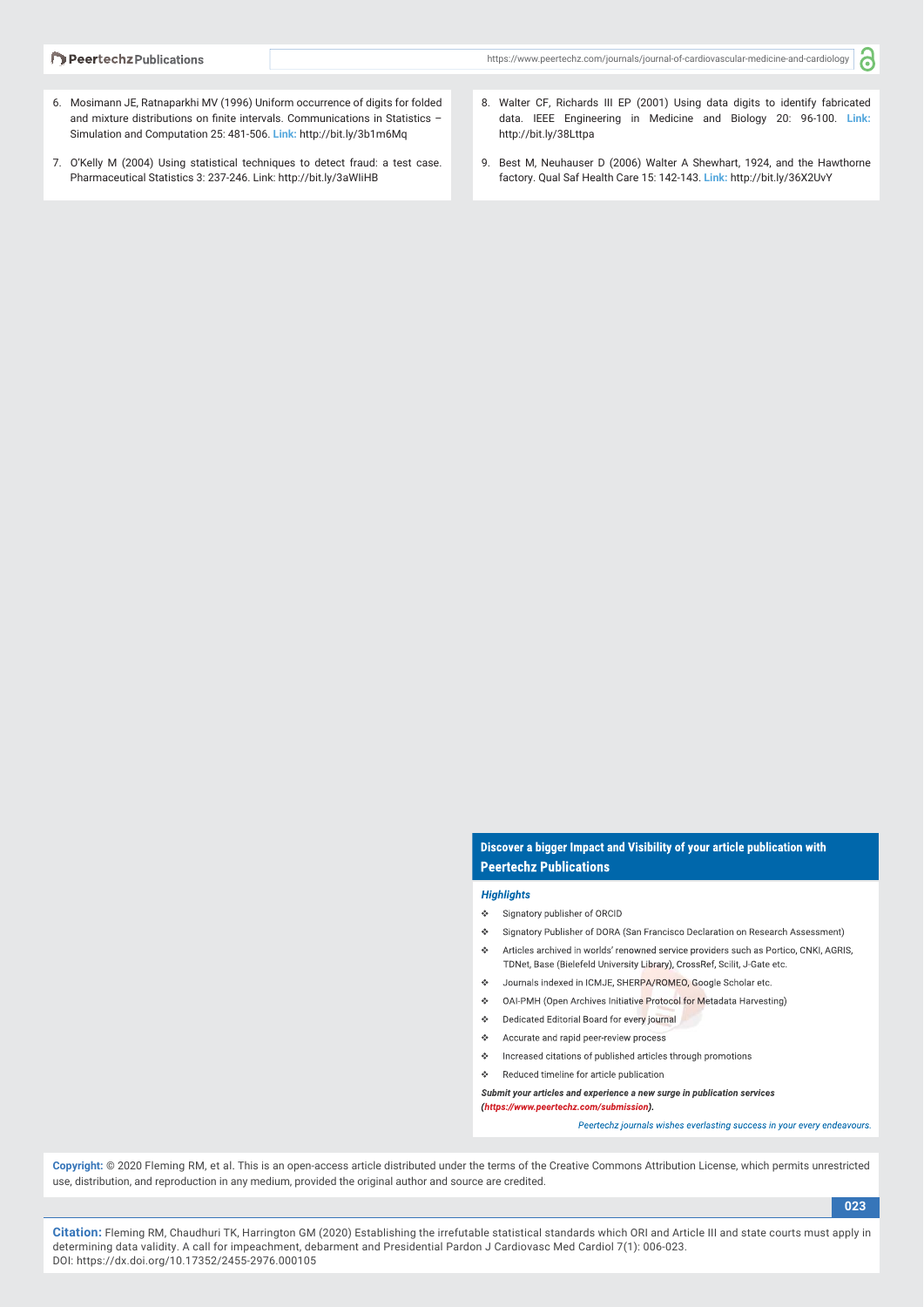6. Mosimann JE, Ratnaparkhi MV (1996) Uniform occurrence of digits for folded and mixture distributions on finite intervals. Communications in Statistics – Simulation and Computation 25: 481-506. **Link:** http://bit.ly/3b1m6Mq

7. O'Kelly M (2004) Using statistical techniques to detect fraud: a test case. Pharmaceutical Statistics 3: 237-246. Link: http://bit.ly/3aWIiHB

8. Walter CF, Richards III EP (2001) Using data digits to identify fabricated data. IEEE Engineering in Medicine and Biology 20: 96-100. **Link:** http://bit.ly/38Lttpa

9. Best M, Neuhauser D (2006) Walter A Shewhart, 1924, and the Hawthorne factory. Qual Saf Health Care 15: 142-143. **Link:** http://bit.ly/36X2UvY

**Discover a bigger Impact and Visibility of your article publication with Peertechz Publications**

***Highlights***

- Signatory publisher of ORCID
- Signatory Publisher of DORA (San Francisco Declaration on Research Assessment)
- Articles archived in worlds' renowned service providers such as Portico, CNKI, AGRIS, TDNet, Base (Bielefeld University Library), CrossRef, Scilit, J-Gate etc.
- Journals indexed in ICMJE, SHERPA/ROMEO, Google Scholar etc.
- OAI-PMH (Open Archives Initiative Protocol for Metadata Harvesting)
- Dedicated Editorial Board for every journal
- Accurate and rapid peer-review process
- Increased citations of published articles through promotions
- Reduced timeline for article publication

***Submit your articles and experience a new surge in publication services (https://www.peertechz.com/submission).***

*Peertechz journals wishes everlasting success in your every endeavours.*

**Copyright:** © 2020 Fleming RM, et al. This is an open-access article distributed under the terms of the Creative Commons Attribution License, which permits unrestricted use, distribution, and reproduction in any medium, provided the original author and source are credited.